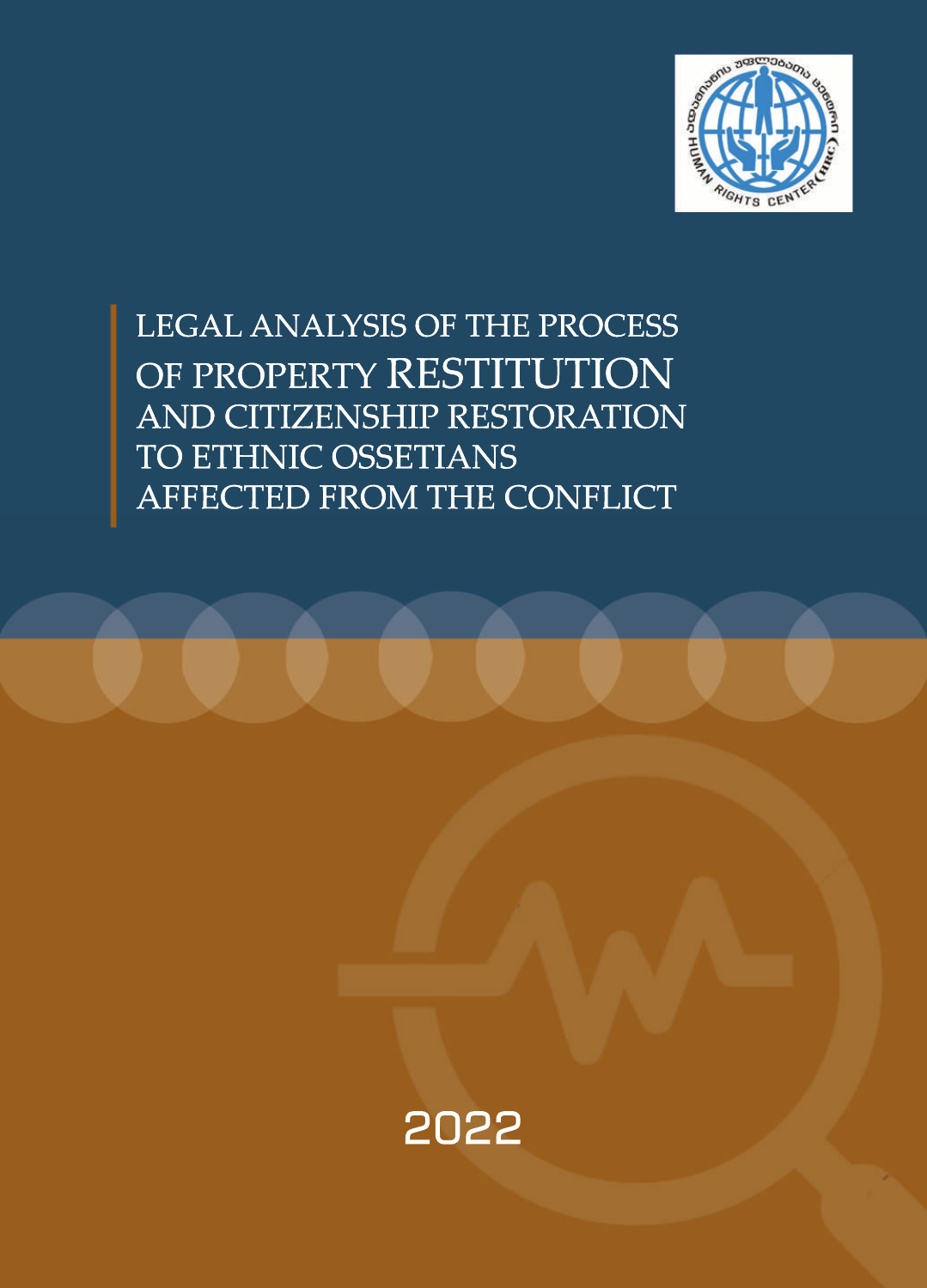# LEGAL ANALYSIS OF THE PROCESS OF PROPERTY RESTITUTION AND CITIZENSHIP RESTORATION TO ETHNIC OSSETIANS AFFECTED FROM THE CONFLICT

2022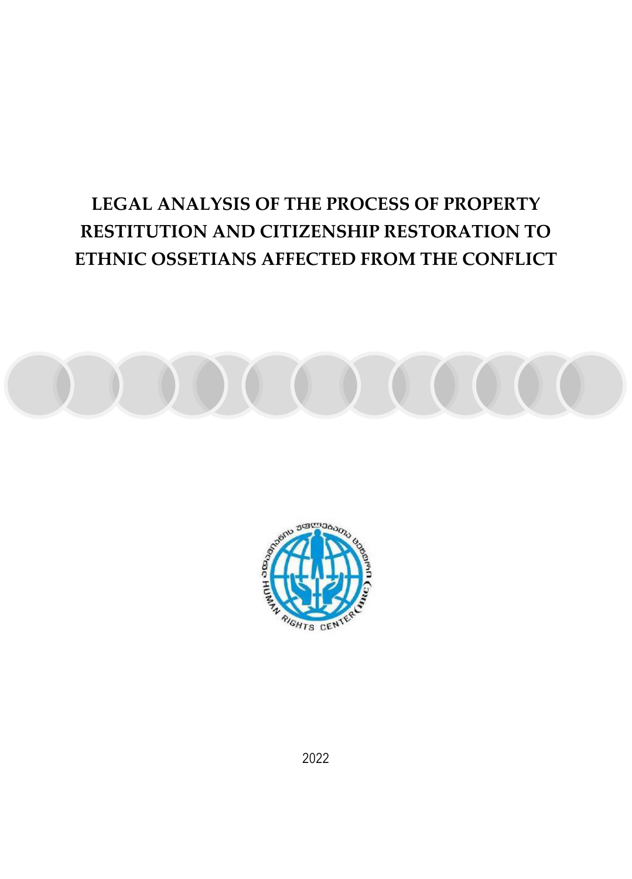# LEGAL ANALYSIS OF THE PROCESS OF PROPERTY RESTITUTION AND CITIZENSHIP RESTORATION TO ETHNIC OSSETIANS AFFECTED FROM THE CONFLICT

2022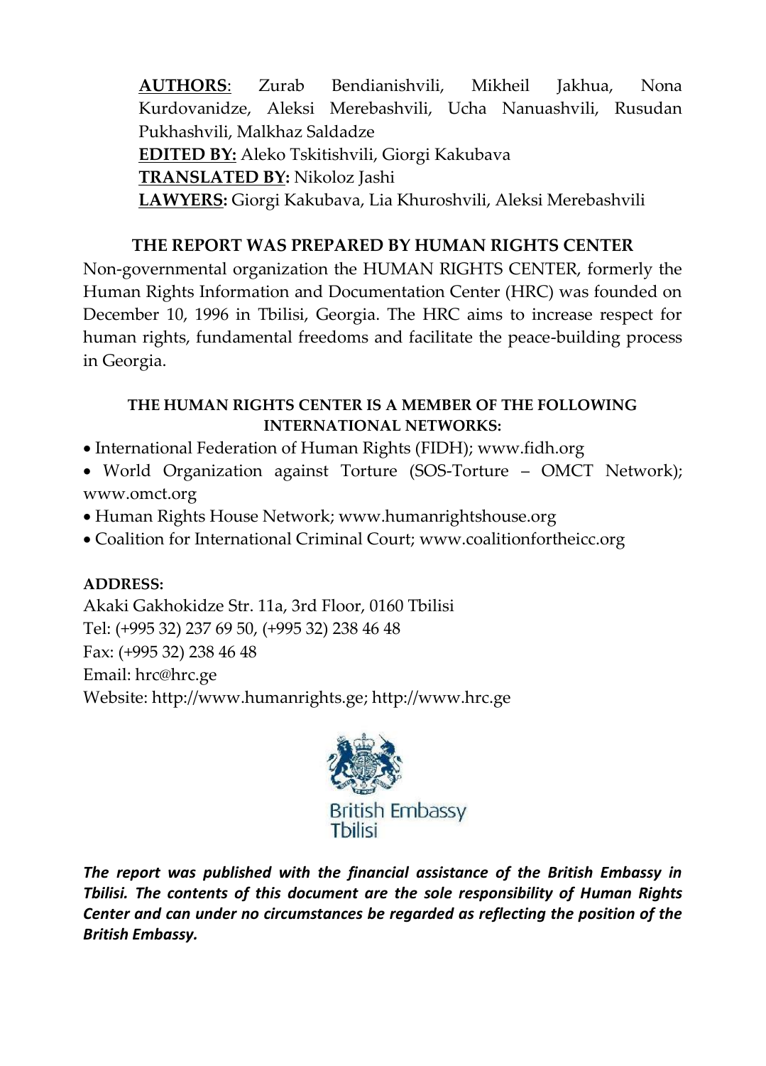**AUTHORS**: Zurab Bendianishvili, Mikheil Jakhua, Nona Kurdovanidze, Aleksi Merebashvili, Ucha Nanuashvili, Rusudan Pukhashvili, Malkhaz Saldadze

**EDITED BY:** Aleko Tskitishvili, Giorgi Kakubava

**TRANSLATED BY:** Nikoloz Jashi

**LAWYERS:** Giorgi Kakubava, Lia Khuroshvili, Aleksi Merebashvili

**THE REPORT WAS PREPARED BY HUMAN RIGHTS CENTER**

Non-governmental organization the HUMAN RIGHTS CENTER, formerly the Human Rights Information and Documentation Center (HRC) was founded on December 10, 1996 in Tbilisi, Georgia. The HRC aims to increase respect for human rights, fundamental freedoms and facilitate the peace-building process in Georgia.

**THE HUMAN RIGHTS CENTER IS A MEMBER OF THE FOLLOWING INTERNATIONAL NETWORKS:**

- International Federation of Human Rights (FIDH); www.fidh.org
- World Organization against Torture (SOS-Torture – OMCT Network); www.omct.org
- Human Rights House Network; www.humanrightshouse.org
- Coalition for International Criminal Court; www.coalitionfortheicc.org

**ADDRESS:**

Akaki Gakhokidze Str. 11a, 3rd Floor, 0160 Tbilisi

Tel: (+995 32) 237 69 50, (+995 32) 238 46 48

Fax: (+995 32) 238 46 48

Email: hrc@hrc.ge

Website: http://www.humanrights.ge; http://www.hrc.ge

British Embassy Tbilisi

***The report was published with the financial assistance of the British Embassy in Tbilisi. The contents of this document are the sole responsibility of Human Rights Center and can under no circumstances be regarded as reflecting the position of the British Embassy.***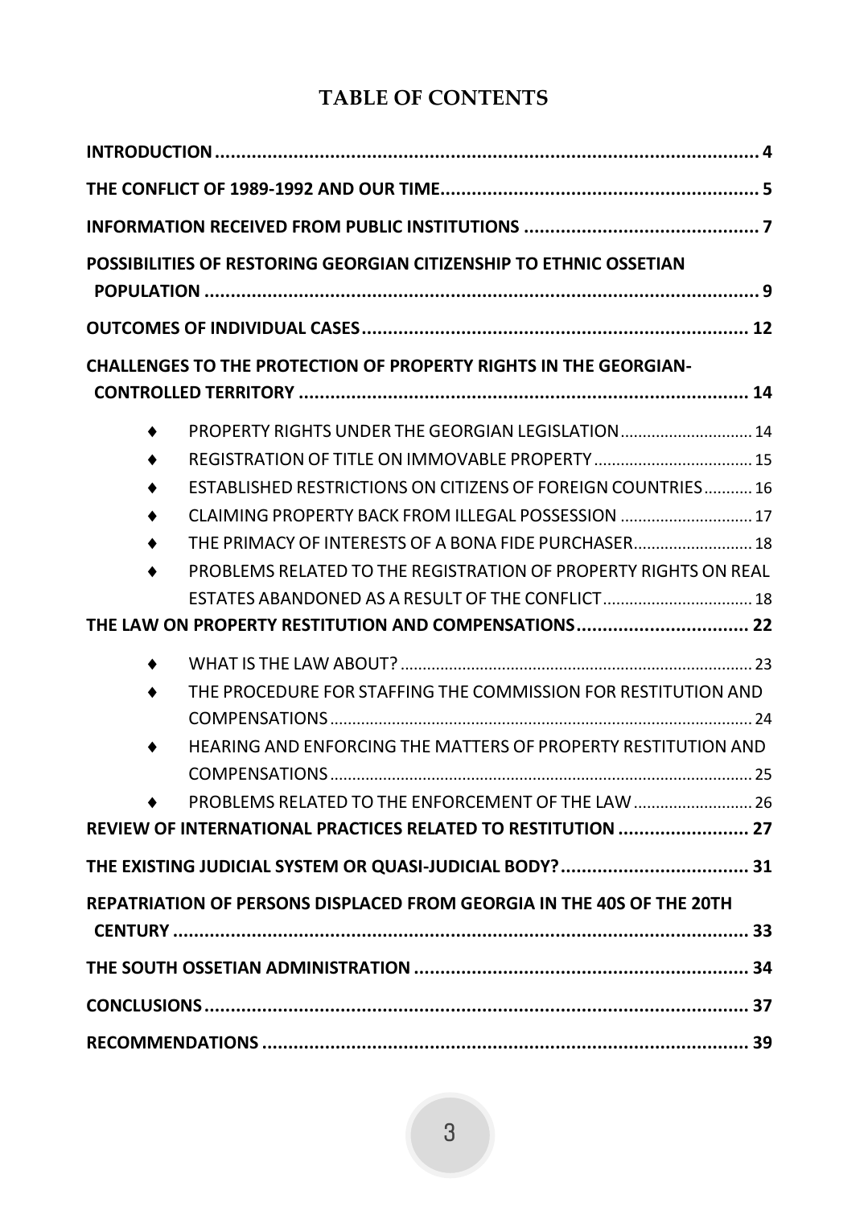# TABLE OF CONTENTS

**INTRODUCTION** ........ 4

**THE CONFLICT OF 1989-1992 AND OUR TIME** ........ 5

**INFORMATION RECEIVED FROM PUBLIC INSTITUTIONS** ........ 7

**POSSIBILITIES OF RESTORING GEORGIAN CITIZENSHIP TO ETHNIC OSSETIAN POPULATION** ........ 9

**OUTCOMES OF INDIVIDUAL CASES** ........ 12

**CHALLENGES TO THE PROTECTION OF PROPERTY RIGHTS IN THE GEORGIAN-CONTROLLED TERRITORY** ........ 14

- PROPERTY RIGHTS UNDER THE GEORGIAN LEGISLATION ........ 14
- REGISTRATION OF TITLE ON IMMOVABLE PROPERTY ........ 15
- ESTABLISHED RESTRICTIONS ON CITIZENS OF FOREIGN COUNTRIES ........ 16
- CLAIMING PROPERTY BACK FROM ILLEGAL POSSESSION ........ 17
- THE PRIMACY OF INTERESTS OF A BONA FIDE PURCHASER ........ 18
- PROBLEMS RELATED TO THE REGISTRATION OF PROPERTY RIGHTS ON REAL ESTATES ABANDONED AS A RESULT OF THE CONFLICT ........ 18

**THE LAW ON PROPERTY RESTITUTION AND COMPENSATIONS** ........ 22

- WHAT IS THE LAW ABOUT? ........ 23
- THE PROCEDURE FOR STAFFING THE COMMISSION FOR RESTITUTION AND COMPENSATIONS ........ 24
- HEARING AND ENFORCING THE MATTERS OF PROPERTY RESTITUTION AND COMPENSATIONS ........ 25
- PROBLEMS RELATED TO THE ENFORCEMENT OF THE LAW ........ 26

**REVIEW OF INTERNATIONAL PRACTICES RELATED TO RESTITUTION** ........ 27

**THE EXISTING JUDICIAL SYSTEM OR QUASI-JUDICIAL BODY?** ........ 31

**REPATRIATION OF PERSONS DISPLACED FROM GEORGIA IN THE 40S OF THE 20TH CENTURY** ........ 33

**THE SOUTH OSSETIAN ADMINISTRATION** ........ 34

**CONCLUSIONS** ........ 37

**RECOMMENDATIONS** ........ 39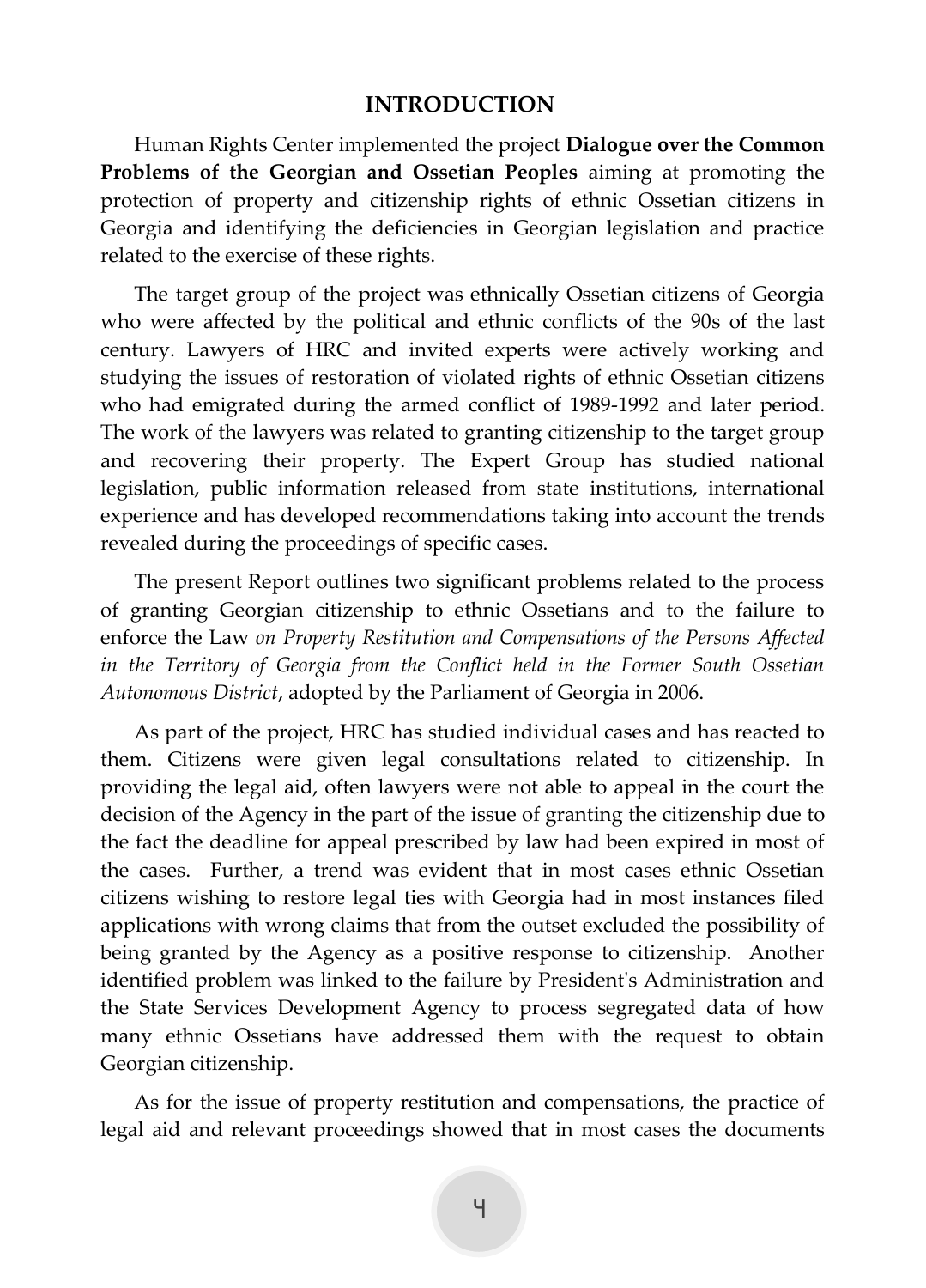# INTRODUCTION

Human Rights Center implemented the project **Dialogue over the Common Problems of the Georgian and Ossetian Peoples** aiming at promoting the protection of property and citizenship rights of ethnic Ossetian citizens in Georgia and identifying the deficiencies in Georgian legislation and practice related to the exercise of these rights.

The target group of the project was ethnically Ossetian citizens of Georgia who were affected by the political and ethnic conflicts of the 90s of the last century. Lawyers of HRC and invited experts were actively working and studying the issues of restoration of violated rights of ethnic Ossetian citizens who had emigrated during the armed conflict of 1989-1992 and later period. The work of the lawyers was related to granting citizenship to the target group and recovering their property. The Expert Group has studied national legislation, public information released from state institutions, international experience and has developed recommendations taking into account the trends revealed during the proceedings of specific cases.

The present Report outlines two significant problems related to the process of granting Georgian citizenship to ethnic Ossetians and to the failure to enforce the Law *on Property Restitution and Compensations of the Persons Affected in the Territory of Georgia from the Conflict held in the Former South Ossetian Autonomous District*, adopted by the Parliament of Georgia in 2006.

As part of the project, HRC has studied individual cases and has reacted to them. Citizens were given legal consultations related to citizenship. In providing the legal aid, often lawyers were not able to appeal in the court the decision of the Agency in the part of the issue of granting the citizenship due to the fact the deadline for appeal prescribed by law had been expired in most of the cases. Further, a trend was evident that in most cases ethnic Ossetian citizens wishing to restore legal ties with Georgia had in most instances filed applications with wrong claims that from the outset excluded the possibility of being granted by the Agency as a positive response to citizenship. Another identified problem was linked to the failure by President's Administration and the State Services Development Agency to process segregated data of how many ethnic Ossetians have addressed them with the request to obtain Georgian citizenship.

As for the issue of property restitution and compensations, the practice of legal aid and relevant proceedings showed that in most cases the documents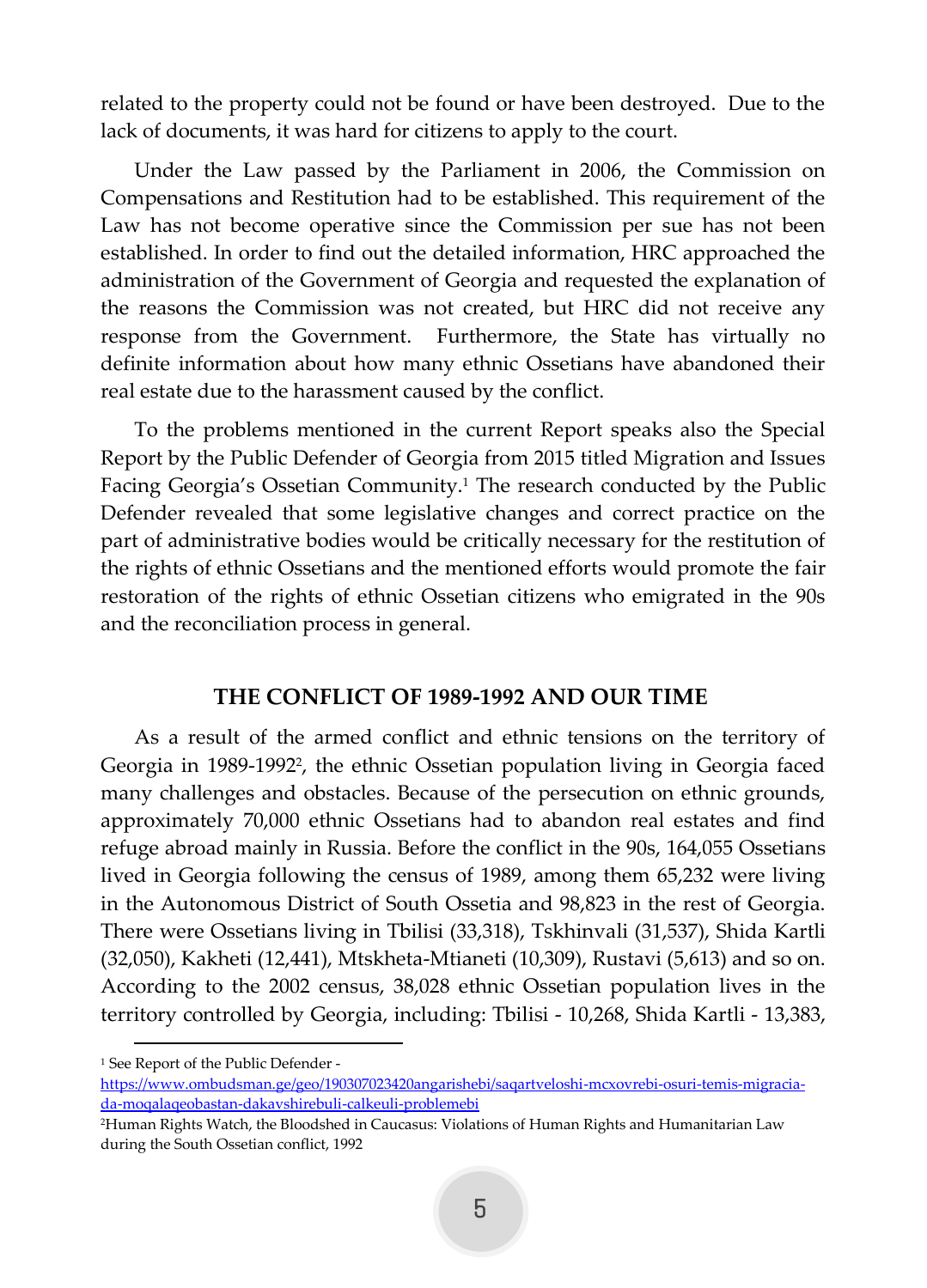related to the property could not be found or have been destroyed. Due to the lack of documents, it was hard for citizens to apply to the court.

Under the Law passed by the Parliament in 2006, the Commission on Compensations and Restitution had to be established. This requirement of the Law has not become operative since the Commission per sue has not been established. In order to find out the detailed information, HRC approached the administration of the Government of Georgia and requested the explanation of the reasons the Commission was not created, but HRC did not receive any response from the Government. Furthermore, the State has virtually no definite information about how many ethnic Ossetians have abandoned their real estate due to the harassment caused by the conflict.

To the problems mentioned in the current Report speaks also the Special Report by the Public Defender of Georgia from 2015 titled Migration and Issues Facing Georgia's Ossetian Community.[1] The research conducted by the Public Defender revealed that some legislative changes and correct practice on the part of administrative bodies would be critically necessary for the restitution of the rights of ethnic Ossetians and the mentioned efforts would promote the fair restoration of the rights of ethnic Ossetian citizens who emigrated in the 90s and the reconciliation process in general.

## THE CONFLICT OF 1989-1992 AND OUR TIME

As a result of the armed conflict and ethnic tensions on the territory of Georgia in 1989-1992[2], the ethnic Ossetian population living in Georgia faced many challenges and obstacles. Because of the persecution on ethnic grounds, approximately 70,000 ethnic Ossetians had to abandon real estates and find refuge abroad mainly in Russia. Before the conflict in the 90s, 164,055 Ossetians lived in Georgia following the census of 1989, among them 65,232 were living in the Autonomous District of South Ossetia and 98,823 in the rest of Georgia. There were Ossetians living in Tbilisi (33,318), Tskhinvali (31,537), Shida Kartli (32,050), Kakheti (12,441), Mtskheta-Mtianeti (10,309), Rustavi (5,613) and so on. According to the 2002 census, 38,028 ethnic Ossetian population lives in the territory controlled by Georgia, including: Tbilisi - 10,268, Shida Kartli - 13,383,

---

[1] See Report of the Public Defender - https://www.ombudsman.ge/geo/190307023420angarishebi/saqartveloshi-mcxovrebi-osuri-temis-migracia-da-moqalaqeobastan-dakavshirebuli-calkeuli-problemebi

[2] Human Rights Watch, the Bloodshed in Caucasus: Violations of Human Rights and Humanitarian Law during the South Ossetian conflict, 1992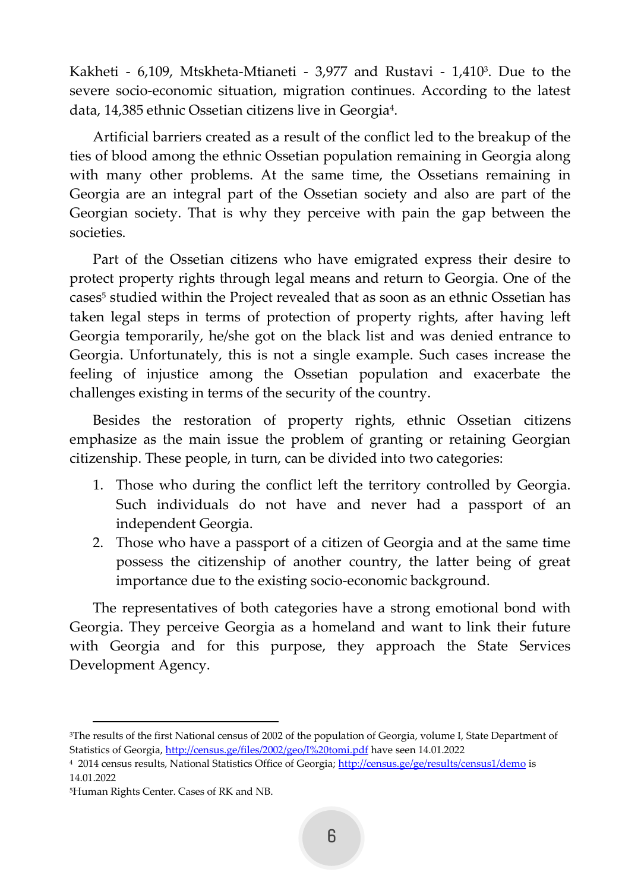Kakheti - 6,109, Mtskheta-Mtianeti - 3,977 and Rustavi - 1,410[3]. Due to the severe socio-economic situation, migration continues. According to the latest data, 14,385 ethnic Ossetian citizens live in Georgia[4].

Artificial barriers created as a result of the conflict led to the breakup of the ties of blood among the ethnic Ossetian population remaining in Georgia along with many other problems. At the same time, the Ossetians remaining in Georgia are an integral part of the Ossetian society and also are part of the Georgian society. That is why they perceive with pain the gap between the societies.

Part of the Ossetian citizens who have emigrated express their desire to protect property rights through legal means and return to Georgia. One of the cases[5] studied within the Project revealed that as soon as an ethnic Ossetian has taken legal steps in terms of protection of property rights, after having left Georgia temporarily, he/she got on the black list and was denied entrance to Georgia. Unfortunately, this is not a single example. Such cases increase the feeling of injustice among the Ossetian population and exacerbate the challenges existing in terms of the security of the country.

Besides the restoration of property rights, ethnic Ossetian citizens emphasize as the main issue the problem of granting or retaining Georgian citizenship. These people, in turn, can be divided into two categories:

1. Those who during the conflict left the territory controlled by Georgia. Such individuals do not have and never had a passport of an independent Georgia.
2. Those who have a passport of a citizen of Georgia and at the same time possess the citizenship of another country, the latter being of great importance due to the existing socio-economic background.

The representatives of both categories have a strong emotional bond with Georgia. They perceive Georgia as a homeland and want to link their future with Georgia and for this purpose, they approach the State Services Development Agency.

---

[3] The results of the first National census of 2002 of the population of Georgia, volume I, State Department of Statistics of Georgia, http://census.ge/files/2002/geo/I%20tomi.pdf have seen 14.01.2022

[4] 2014 census results, National Statistics Office of Georgia; http://census.ge/ge/results/census1/demo is 14.01.2022

[5] Human Rights Center. Cases of RK and NB.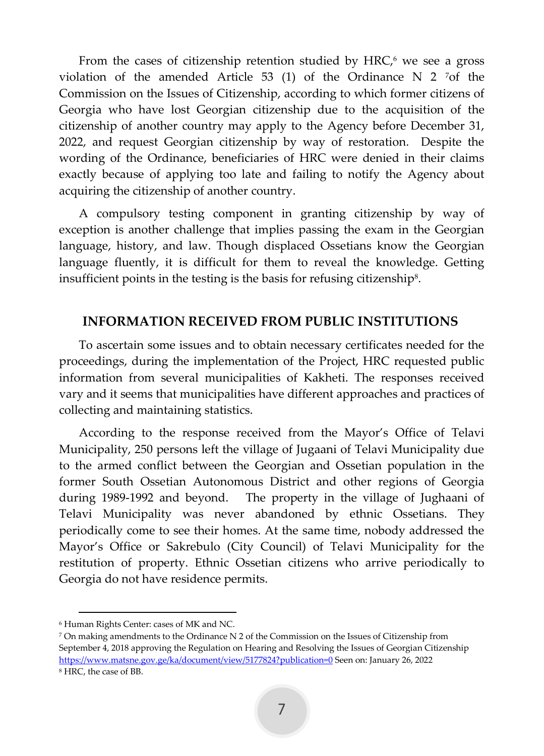From the cases of citizenship retention studied by HRC,[6] we see a gross violation of the amended Article 53 (1) of the Ordinance N 2 [7]of the Commission on the Issues of Citizenship, according to which former citizens of Georgia who have lost Georgian citizenship due to the acquisition of the citizenship of another country may apply to the Agency before December 31, 2022, and request Georgian citizenship by way of restoration. Despite the wording of the Ordinance, beneficiaries of HRC were denied in their claims exactly because of applying too late and failing to notify the Agency about acquiring the citizenship of another country.

A compulsory testing component in granting citizenship by way of exception is another challenge that implies passing the exam in the Georgian language, history, and law. Though displaced Ossetians know the Georgian language fluently, it is difficult for them to reveal the knowledge. Getting insufficient points in the testing is the basis for refusing citizenship[8].

## INFORMATION RECEIVED FROM PUBLIC INSTITUTIONS

To ascertain some issues and to obtain necessary certificates needed for the proceedings, during the implementation of the Project, HRC requested public information from several municipalities of Kakheti. The responses received vary and it seems that municipalities have different approaches and practices of collecting and maintaining statistics.

According to the response received from the Mayor's Office of Telavi Municipality, 250 persons left the village of Jugaani of Telavi Municipality due to the armed conflict between the Georgian and Ossetian population in the former South Ossetian Autonomous District and other regions of Georgia during 1989-1992 and beyond. The property in the village of Jughaani of Telavi Municipality was never abandoned by ethnic Ossetians. They periodically come to see their homes. At the same time, nobody addressed the Mayor's Office or Sakrebulo (City Council) of Telavi Municipality for the restitution of property. Ethnic Ossetian citizens who arrive periodically to Georgia do not have residence permits.

---

[6] Human Rights Center: cases of MK and NC.

[7] On making amendments to the Ordinance N 2 of the Commission on the Issues of Citizenship from September 4, 2018 approving the Regulation on Hearing and Resolving the Issues of Georgian Citizenship https://www.matsne.gov.ge/ka/document/view/5177824?publication=0 Seen on: January 26, 2022

[8] HRC, the case of BB.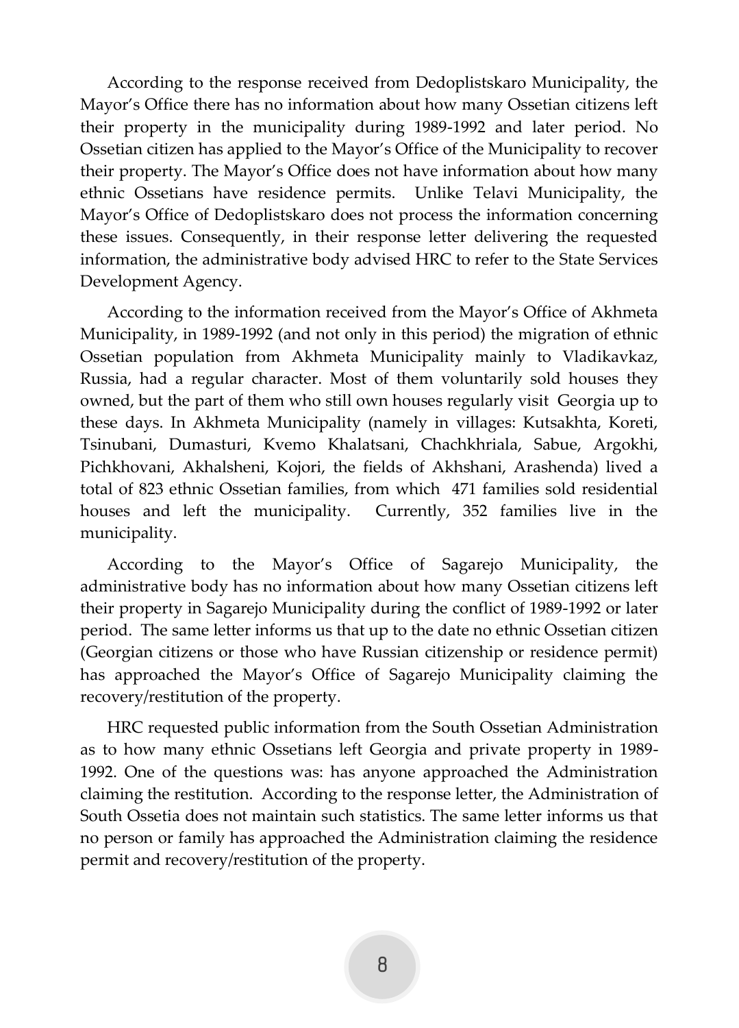According to the response received from Dedoplistskaro Municipality, the Mayor's Office there has no information about how many Ossetian citizens left their property in the municipality during 1989-1992 and later period. No Ossetian citizen has applied to the Mayor's Office of the Municipality to recover their property. The Mayor's Office does not have information about how many ethnic Ossetians have residence permits. Unlike Telavi Municipality, the Mayor's Office of Dedoplistskaro does not process the information concerning these issues. Consequently, in their response letter delivering the requested information, the administrative body advised HRC to refer to the State Services Development Agency.

According to the information received from the Mayor's Office of Akhmeta Municipality, in 1989-1992 (and not only in this period) the migration of ethnic Ossetian population from Akhmeta Municipality mainly to Vladikavkaz, Russia, had a regular character. Most of them voluntarily sold houses they owned, but the part of them who still own houses regularly visit Georgia up to these days. In Akhmeta Municipality (namely in villages: Kutsakhta, Koreti, Tsinubani, Dumasturi, Kvemo Khalatsani, Chachkhriala, Sabue, Argokhi, Pichkhovani, Akhalsheni, Kojori, the fields of Akhshani, Arashenda) lived a total of 823 ethnic Ossetian families, from which 471 families sold residential houses and left the municipality. Currently, 352 families live in the municipality.

According to the Mayor's Office of Sagarejo Municipality, the administrative body has no information about how many Ossetian citizens left their property in Sagarejo Municipality during the conflict of 1989-1992 or later period. The same letter informs us that up to the date no ethnic Ossetian citizen (Georgian citizens or those who have Russian citizenship or residence permit) has approached the Mayor's Office of Sagarejo Municipality claiming the recovery/restitution of the property.

HRC requested public information from the South Ossetian Administration as to how many ethnic Ossetians left Georgia and private property in 1989-1992. One of the questions was: has anyone approached the Administration claiming the restitution. According to the response letter, the Administration of South Ossetia does not maintain such statistics. The same letter informs us that no person or family has approached the Administration claiming the residence permit and recovery/restitution of the property.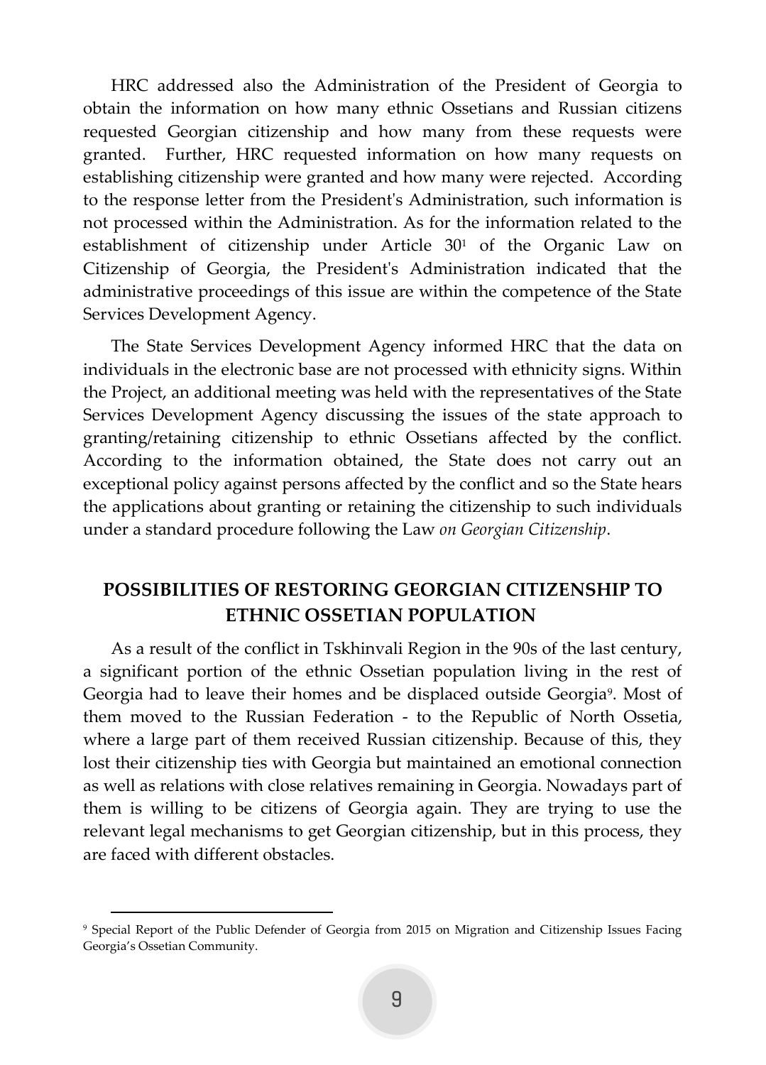HRC addressed also the Administration of the President of Georgia to obtain the information on how many ethnic Ossetians and Russian citizens requested Georgian citizenship and how many from these requests were granted. Further, HRC requested information on how many requests on establishing citizenship were granted and how many were rejected. According to the response letter from the President's Administration, such information is not processed within the Administration. As for the information related to the establishment of citizenship under Article 30[1] of the Organic Law on Citizenship of Georgia, the President's Administration indicated that the administrative proceedings of this issue are within the competence of the State Services Development Agency.

The State Services Development Agency informed HRC that the data on individuals in the electronic base are not processed with ethnicity signs. Within the Project, an additional meeting was held with the representatives of the State Services Development Agency discussing the issues of the state approach to granting/retaining citizenship to ethnic Ossetians affected by the conflict. According to the information obtained, the State does not carry out an exceptional policy against persons affected by the conflict and so the State hears the applications about granting or retaining the citizenship to such individuals under a standard procedure following the Law *on Georgian Citizenship*.

## POSSIBILITIES OF RESTORING GEORGIAN CITIZENSHIP TO ETHNIC OSSETIAN POPULATION

As a result of the conflict in Tskhinvali Region in the 90s of the last century, a significant portion of the ethnic Ossetian population living in the rest of Georgia had to leave their homes and be displaced outside Georgia[9]. Most of them moved to the Russian Federation - to the Republic of North Ossetia, where a large part of them received Russian citizenship. Because of this, they lost their citizenship ties with Georgia but maintained an emotional connection as well as relations with close relatives remaining in Georgia. Nowadays part of them is willing to be citizens of Georgia again. They are trying to use the relevant legal mechanisms to get Georgian citizenship, but in this process, they are faced with different obstacles.

---

[9] Special Report of the Public Defender of Georgia from 2015 on Migration and Citizenship Issues Facing Georgia's Ossetian Community.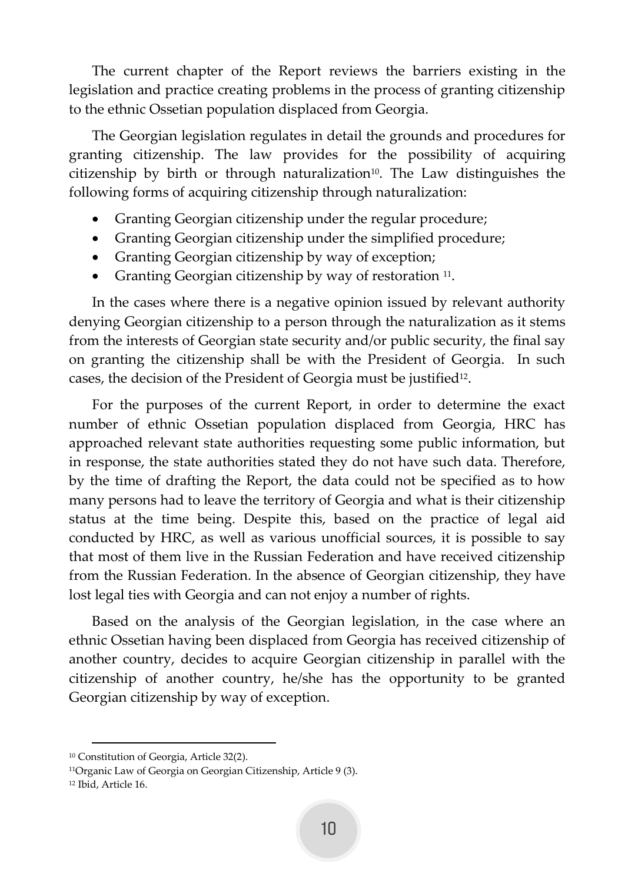The current chapter of the Report reviews the barriers existing in the legislation and practice creating problems in the process of granting citizenship to the ethnic Ossetian population displaced from Georgia.

The Georgian legislation regulates in detail the grounds and procedures for granting citizenship. The law provides for the possibility of acquiring citizenship by birth or through naturalization[10]. The Law distinguishes the following forms of acquiring citizenship through naturalization:

- Granting Georgian citizenship under the regular procedure;
- Granting Georgian citizenship under the simplified procedure;
- Granting Georgian citizenship by way of exception;
- Granting Georgian citizenship by way of restoration [11].

In the cases where there is a negative opinion issued by relevant authority denying Georgian citizenship to a person through the naturalization as it stems from the interests of Georgian state security and/or public security, the final say on granting the citizenship shall be with the President of Georgia. In such cases, the decision of the President of Georgia must be justified[12].

For the purposes of the current Report, in order to determine the exact number of ethnic Ossetian population displaced from Georgia, HRC has approached relevant state authorities requesting some public information, but in response, the state authorities stated they do not have such data. Therefore, by the time of drafting the Report, the data could not be specified as to how many persons had to leave the territory of Georgia and what is their citizenship status at the time being. Despite this, based on the practice of legal aid conducted by HRC, as well as various unofficial sources, it is possible to say that most of them live in the Russian Federation and have received citizenship from the Russian Federation. In the absence of Georgian citizenship, they have lost legal ties with Georgia and can not enjoy a number of rights.

Based on the analysis of the Georgian legislation, in the case where an ethnic Ossetian having been displaced from Georgia has received citizenship of another country, decides to acquire Georgian citizenship in parallel with the citizenship of another country, he/she has the opportunity to be granted Georgian citizenship by way of exception.

---

[10] Constitution of Georgia, Article 32(2).

[11] Organic Law of Georgia on Georgian Citizenship, Article 9 (3).

[12] Ibid, Article 16.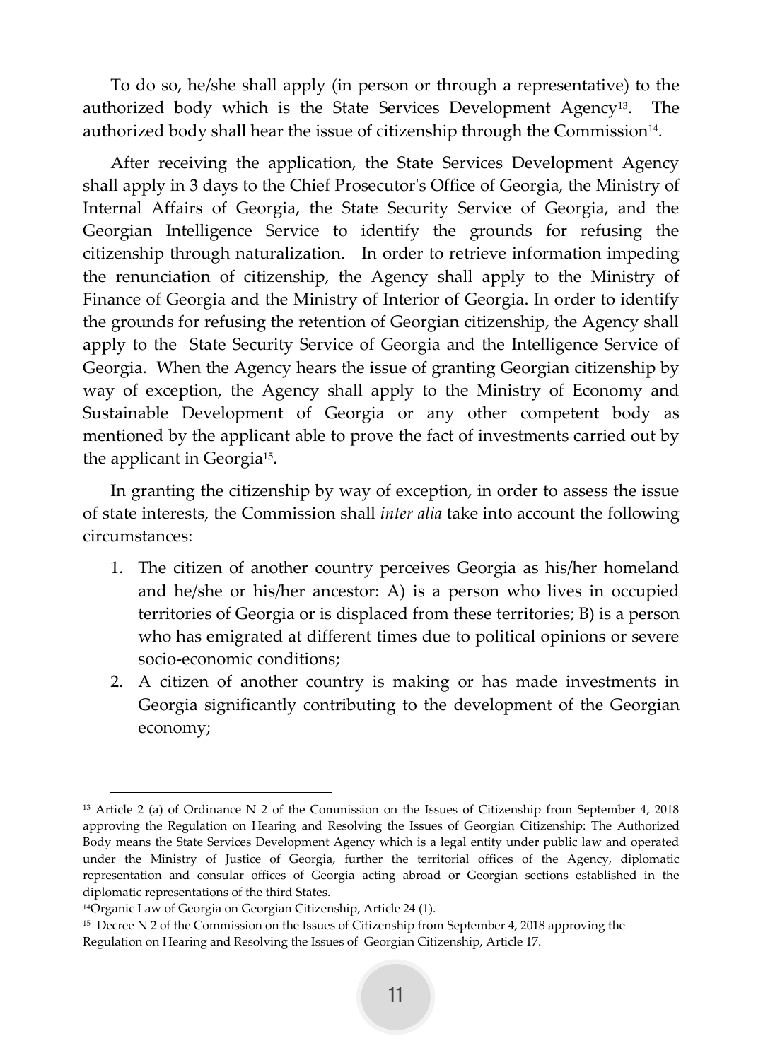To do so, he/she shall apply (in person or through a representative) to the authorized body which is the State Services Development Agency[13]. The authorized body shall hear the issue of citizenship through the Commission[14].

After receiving the application, the State Services Development Agency shall apply in 3 days to the Chief Prosecutor's Office of Georgia, the Ministry of Internal Affairs of Georgia, the State Security Service of Georgia, and the Georgian Intelligence Service to identify the grounds for refusing the citizenship through naturalization. In order to retrieve information impeding the renunciation of citizenship, the Agency shall apply to the Ministry of Finance of Georgia and the Ministry of Interior of Georgia. In order to identify the grounds for refusing the retention of Georgian citizenship, the Agency shall apply to the State Security Service of Georgia and the Intelligence Service of Georgia. When the Agency hears the issue of granting Georgian citizenship by way of exception, the Agency shall apply to the Ministry of Economy and Sustainable Development of Georgia or any other competent body as mentioned by the applicant able to prove the fact of investments carried out by the applicant in Georgia[15].

In granting the citizenship by way of exception, in order to assess the issue of state interests, the Commission shall *inter alia* take into account the following circumstances:

1. The citizen of another country perceives Georgia as his/her homeland and he/she or his/her ancestor: A) is a person who lives in occupied territories of Georgia or is displaced from these territories; B) is a person who has emigrated at different times due to political opinions or severe socio-economic conditions;
2. A citizen of another country is making or has made investments in Georgia significantly contributing to the development of the Georgian economy;

---

[13] Article 2 (a) of Ordinance N 2 of the Commission on the Issues of Citizenship from September 4, 2018 approving the Regulation on Hearing and Resolving the Issues of Georgian Citizenship: The Authorized Body means the State Services Development Agency which is a legal entity under public law and operated under the Ministry of Justice of Georgia, further the territorial offices of the Agency, diplomatic representation and consular offices of Georgia acting abroad or Georgian sections established in the diplomatic representations of the third States.

[14] Organic Law of Georgia on Georgian Citizenship, Article 24 (1).

[15] Decree N 2 of the Commission on the Issues of Citizenship from September 4, 2018 approving the Regulation on Hearing and Resolving the Issues of Georgian Citizenship, Article 17.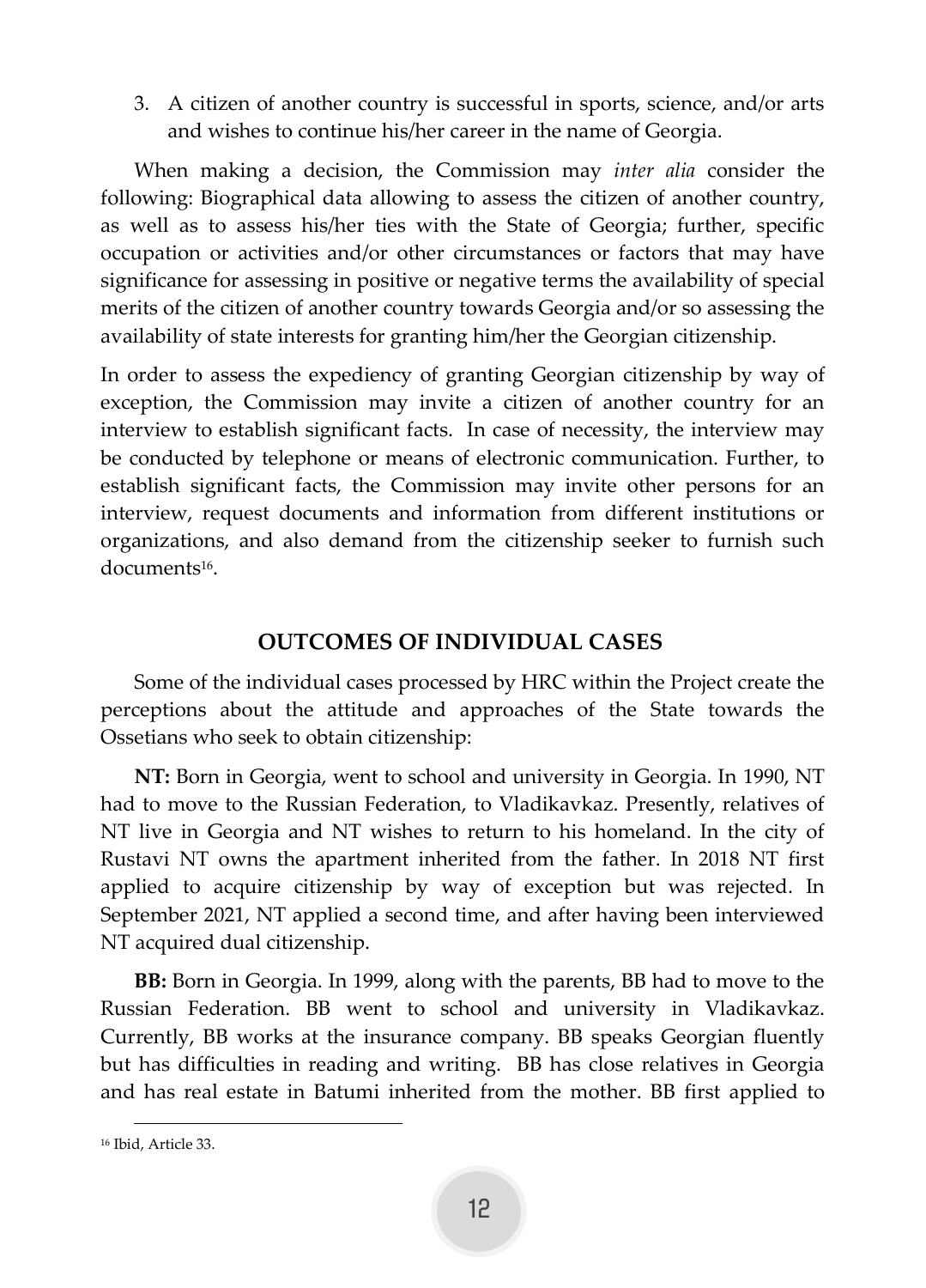3. A citizen of another country is successful in sports, science, and/or arts and wishes to continue his/her career in the name of Georgia.

When making a decision, the Commission may *inter alia* consider the following: Biographical data allowing to assess the citizen of another country, as well as to assess his/her ties with the State of Georgia; further, specific occupation or activities and/or other circumstances or factors that may have significance for assessing in positive or negative terms the availability of special merits of the citizen of another country towards Georgia and/or so assessing the availability of state interests for granting him/her the Georgian citizenship.

In order to assess the expediency of granting Georgian citizenship by way of exception, the Commission may invite a citizen of another country for an interview to establish significant facts. In case of necessity, the interview may be conducted by telephone or means of electronic communication. Further, to establish significant facts, the Commission may invite other persons for an interview, request documents and information from different institutions or organizations, and also demand from the citizenship seeker to furnish such documents[16].

## OUTCOMES OF INDIVIDUAL CASES

Some of the individual cases processed by HRC within the Project create the perceptions about the attitude and approaches of the State towards the Ossetians who seek to obtain citizenship:

**NT:** Born in Georgia, went to school and university in Georgia. In 1990, NT had to move to the Russian Federation, to Vladikavkaz. Presently, relatives of NT live in Georgia and NT wishes to return to his homeland. In the city of Rustavi NT owns the apartment inherited from the father. In 2018 NT first applied to acquire citizenship by way of exception but was rejected. In September 2021, NT applied a second time, and after having been interviewed NT acquired dual citizenship.

**BB:** Born in Georgia. In 1999, along with the parents, BB had to move to the Russian Federation. BB went to school and university in Vladikavkaz. Currently, BB works at the insurance company. BB speaks Georgian fluently but has difficulties in reading and writing. BB has close relatives in Georgia and has real estate in Batumi inherited from the mother. BB first applied to

[16] Ibid, Article 33.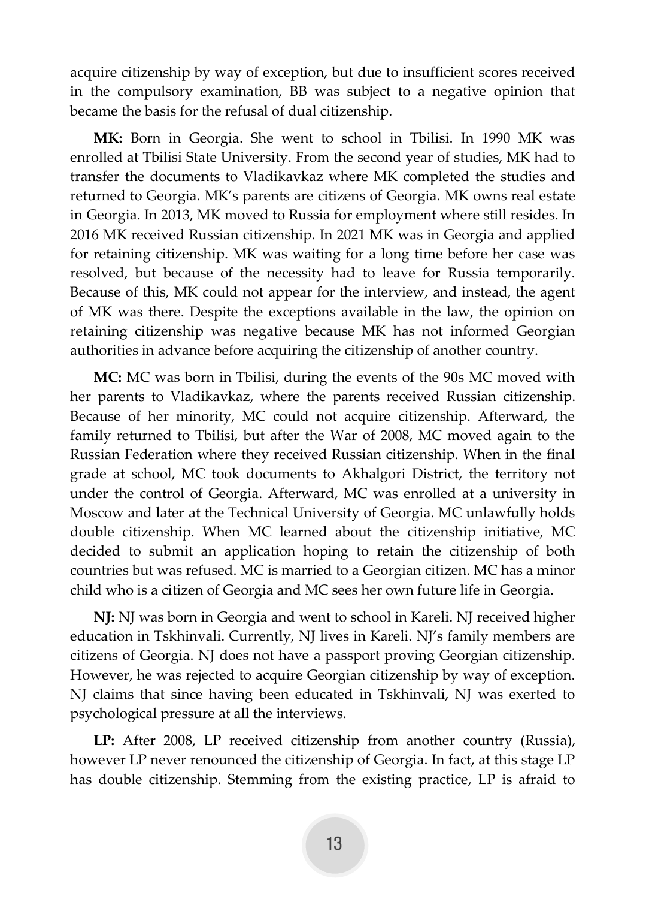acquire citizenship by way of exception, but due to insufficient scores received in the compulsory examination, BB was subject to a negative opinion that became the basis for the refusal of dual citizenship.

**MK:** Born in Georgia. She went to school in Tbilisi. In 1990 MK was enrolled at Tbilisi State University. From the second year of studies, MK had to transfer the documents to Vladikavkaz where MK completed the studies and returned to Georgia. MK's parents are citizens of Georgia. MK owns real estate in Georgia. In 2013, MK moved to Russia for employment where still resides. In 2016 MK received Russian citizenship. In 2021 MK was in Georgia and applied for retaining citizenship. MK was waiting for a long time before her case was resolved, but because of the necessity had to leave for Russia temporarily. Because of this, MK could not appear for the interview, and instead, the agent of MK was there. Despite the exceptions available in the law, the opinion on retaining citizenship was negative because MK has not informed Georgian authorities in advance before acquiring the citizenship of another country.

**MC:** MC was born in Tbilisi, during the events of the 90s MC moved with her parents to Vladikavkaz, where the parents received Russian citizenship. Because of her minority, MC could not acquire citizenship. Afterward, the family returned to Tbilisi, but after the War of 2008, MC moved again to the Russian Federation where they received Russian citizenship. When in the final grade at school, MC took documents to Akhalgori District, the territory not under the control of Georgia. Afterward, MC was enrolled at a university in Moscow and later at the Technical University of Georgia. MC unlawfully holds double citizenship. When MC learned about the citizenship initiative, MC decided to submit an application hoping to retain the citizenship of both countries but was refused. MC is married to a Georgian citizen. MC has a minor child who is a citizen of Georgia and MC sees her own future life in Georgia.

**NJ:** NJ was born in Georgia and went to school in Kareli. NJ received higher education in Tskhinvali. Currently, NJ lives in Kareli. NJ's family members are citizens of Georgia. NJ does not have a passport proving Georgian citizenship. However, he was rejected to acquire Georgian citizenship by way of exception. NJ claims that since having been educated in Tskhinvali, NJ was exerted to psychological pressure at all the interviews.

**LP:** After 2008, LP received citizenship from another country (Russia), however LP never renounced the citizenship of Georgia. In fact, at this stage LP has double citizenship. Stemming from the existing practice, LP is afraid to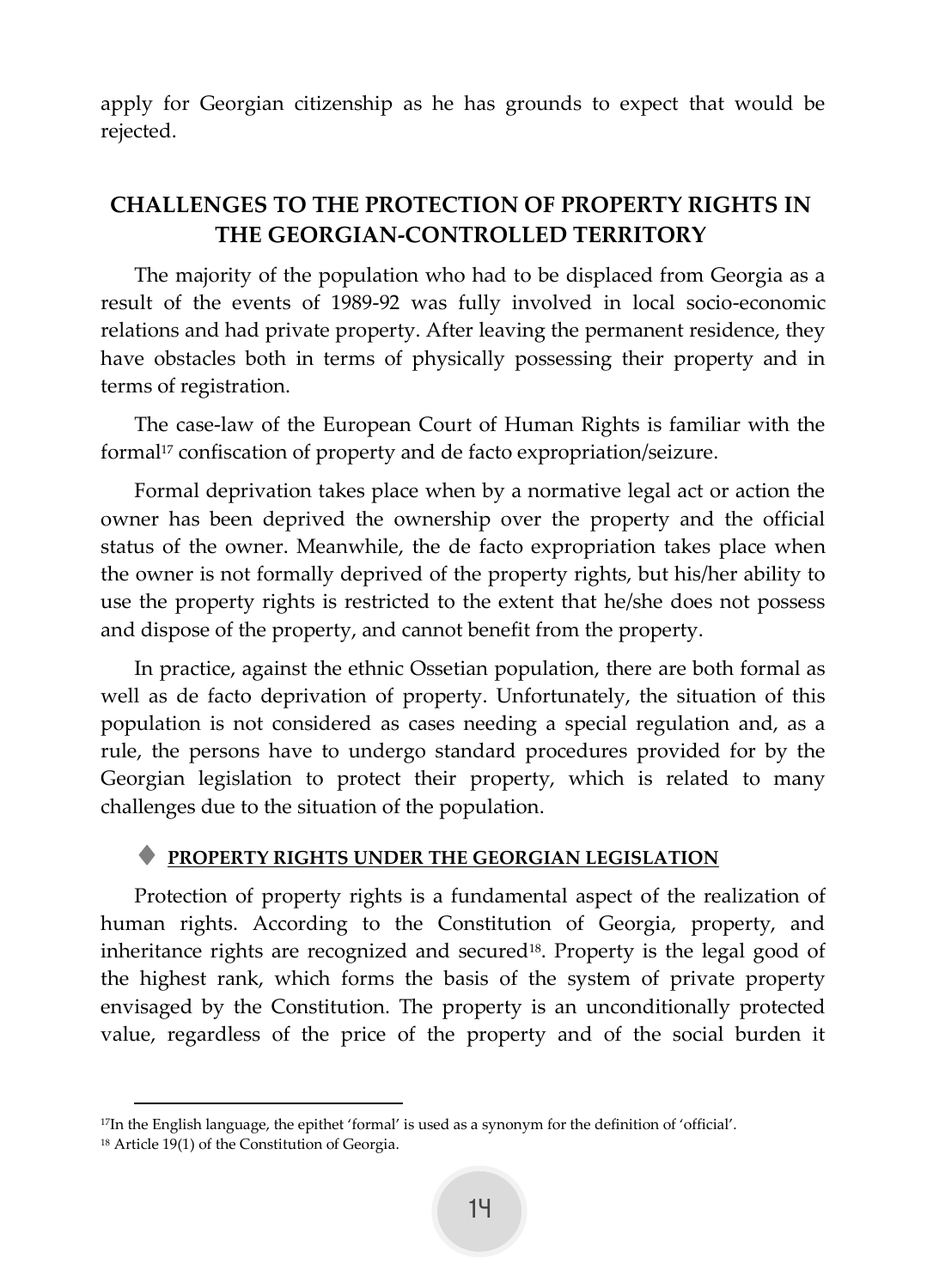apply for Georgian citizenship as he has grounds to expect that would be rejected.

## CHALLENGES TO THE PROTECTION OF PROPERTY RIGHTS IN THE GEORGIAN-CONTROLLED TERRITORY

The majority of the population who had to be displaced from Georgia as a result of the events of 1989-92 was fully involved in local socio-economic relations and had private property. After leaving the permanent residence, they have obstacles both in terms of physically possessing their property and in terms of registration.

The case-law of the European Court of Human Rights is familiar with the formal[17] confiscation of property and de facto expropriation/seizure.

Formal deprivation takes place when by a normative legal act or action the owner has been deprived the ownership over the property and the official status of the owner. Meanwhile, the de facto expropriation takes place when the owner is not formally deprived of the property rights, but his/her ability to use the property rights is restricted to the extent that he/she does not possess and dispose of the property, and cannot benefit from the property.

In practice, against the ethnic Ossetian population, there are both formal as well as de facto deprivation of property. Unfortunately, the situation of this population is not considered as cases needing a special regulation and, as a rule, the persons have to undergo standard procedures provided for by the Georgian legislation to protect their property, which is related to many challenges due to the situation of the population.

### ♦ PROPERTY RIGHTS UNDER THE GEORGIAN LEGISLATION

Protection of property rights is a fundamental aspect of the realization of human rights. According to the Constitution of Georgia, property, and inheritance rights are recognized and secured[18]. Property is the legal good of the highest rank, which forms the basis of the system of private property envisaged by the Constitution. The property is an unconditionally protected value, regardless of the price of the property and of the social burden it

---

[17] In the English language, the epithet 'formal' is used as a synonym for the definition of 'official'.

[18] Article 19(1) of the Constitution of Georgia.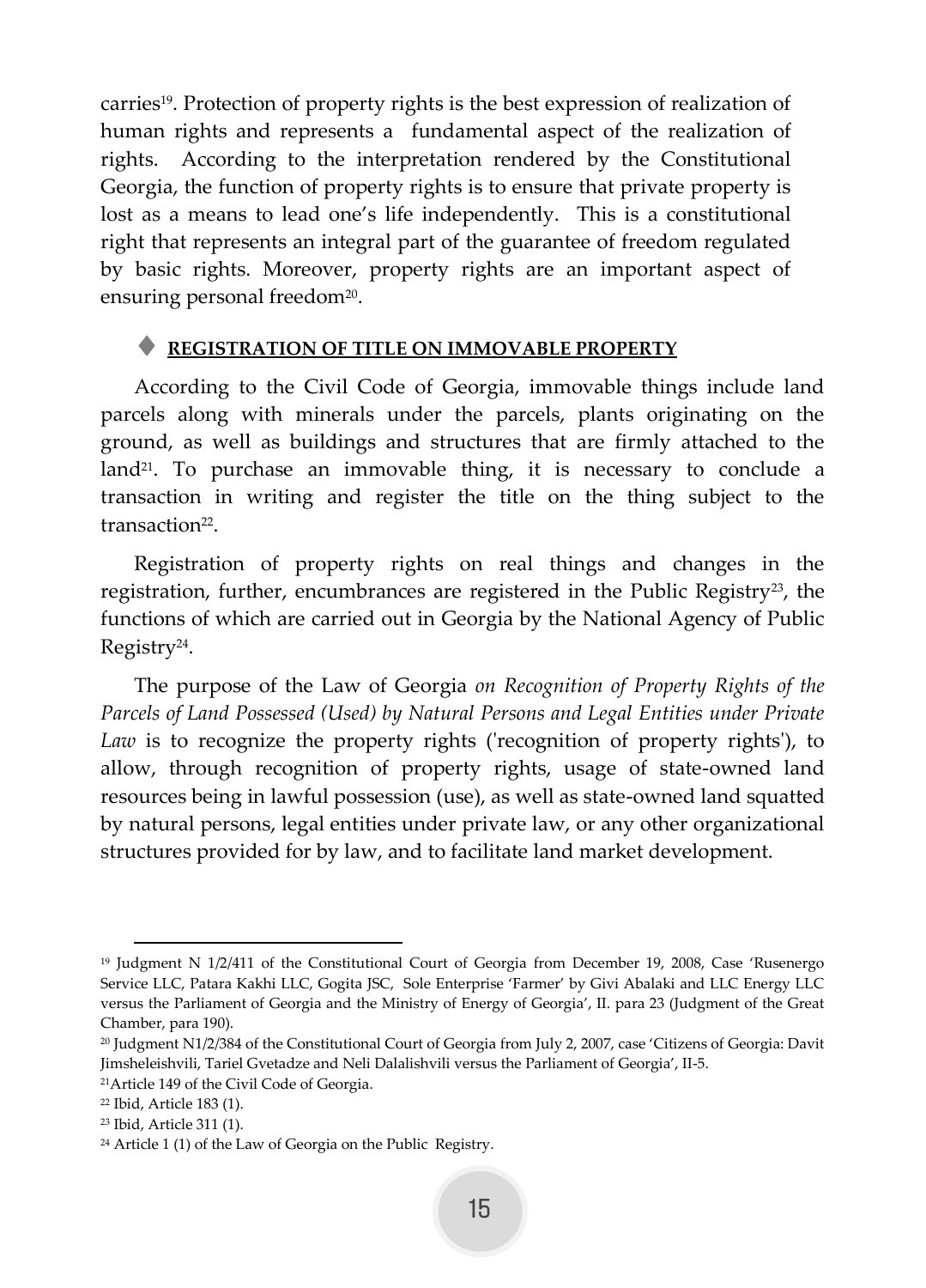carries[19]. Protection of property rights is the best expression of realization of human rights and represents a fundamental aspect of the realization of rights. According to the interpretation rendered by the Constitutional Georgia, the function of property rights is to ensure that private property is lost as a means to lead one's life independently. This is a constitutional right that represents an integral part of the guarantee of freedom regulated by basic rights. Moreover, property rights are an important aspect of ensuring personal freedom[20].

### ♦ **REGISTRATION OF TITLE ON IMMOVABLE PROPERTY**

According to the Civil Code of Georgia, immovable things include land parcels along with minerals under the parcels, plants originating on the ground, as well as buildings and structures that are firmly attached to the land[21]. To purchase an immovable thing, it is necessary to conclude a transaction in writing and register the title on the thing subject to the transaction[22].

Registration of property rights on real things and changes in the registration, further, encumbrances are registered in the Public Registry[23], the functions of which are carried out in Georgia by the National Agency of Public Registry[24].

The purpose of the Law of Georgia *on Recognition of Property Rights of the Parcels of Land Possessed (Used) by Natural Persons and Legal Entities under Private Law* is to recognize the property rights ('recognition of property rights'), to allow, through recognition of property rights, usage of state-owned land resources being in lawful possession (use), as well as state-owned land squatted by natural persons, legal entities under private law, or any other organizational structures provided for by law, and to facilitate land market development.

---

[19] Judgment N 1/2/411 of the Constitutional Court of Georgia from December 19, 2008, Case 'Rusenergo Service LLC, Patara Kakhi LLC, Gogita JSC, Sole Enterprise 'Farmer' by Givi Abalaki and LLC Energy LLC versus the Parliament of Georgia and the Ministry of Energy of Georgia', II. para 23 (Judgment of the Great Chamber, para 190).

[20] Judgment N1/2/384 of the Constitutional Court of Georgia from July 2, 2007, case 'Citizens of Georgia: Davit Jimsheleishvili, Tariel Gvetadze and Neli Dalalishvili versus the Parliament of Georgia', II-5.

[21] Article 149 of the Civil Code of Georgia.

[22] Ibid, Article 183 (1).

[23] Ibid, Article 311 (1).

[24] Article 1 (1) of the Law of Georgia on the Public Registry.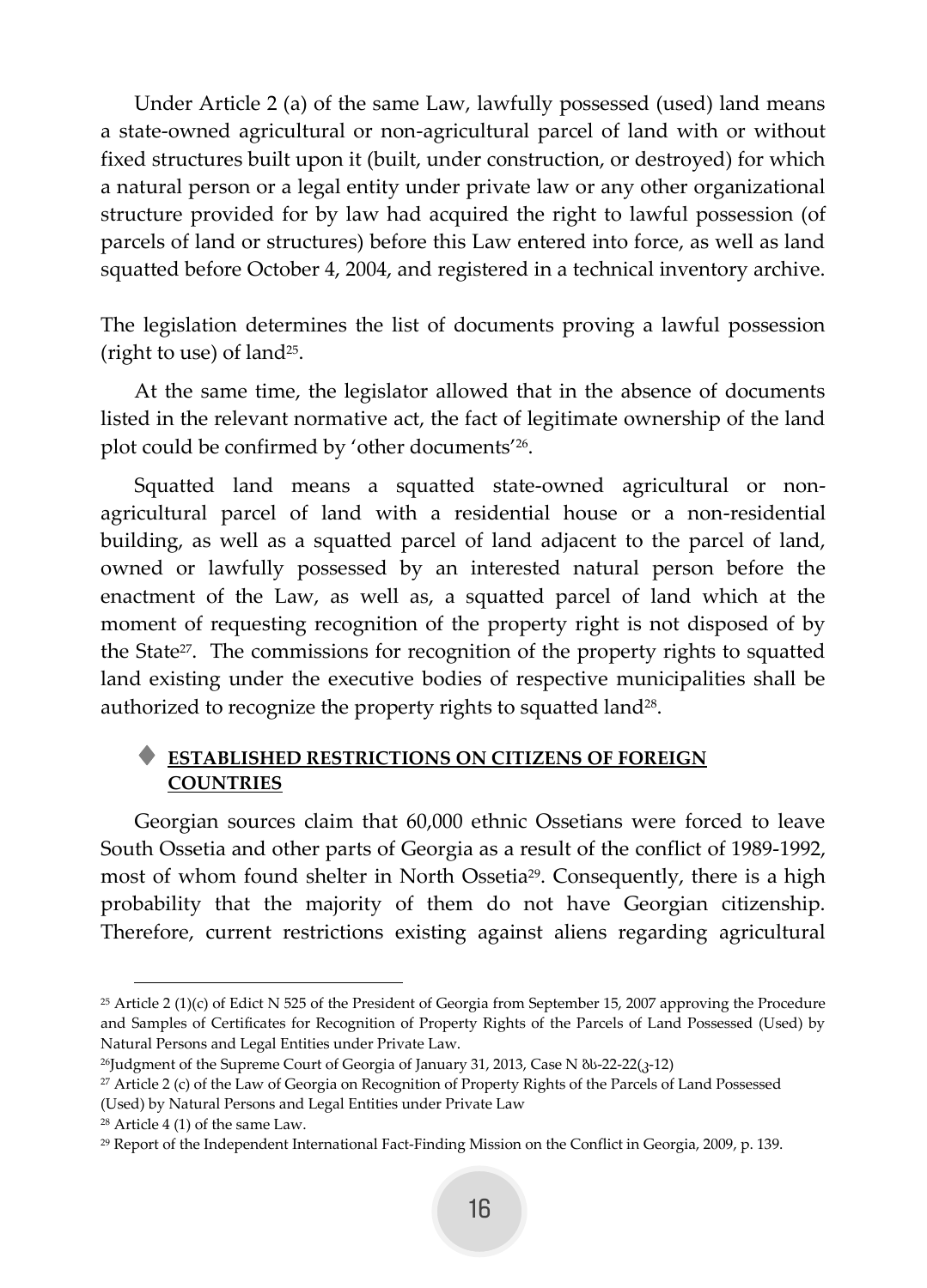Under Article 2 (a) of the same Law, lawfully possessed (used) land means a state-owned agricultural or non-agricultural parcel of land with or without fixed structures built upon it (built, under construction, or destroyed) for which a natural person or a legal entity under private law or any other organizational structure provided for by law had acquired the right to lawful possession (of parcels of land or structures) before this Law entered into force, as well as land squatted before October 4, 2004, and registered in a technical inventory archive.

The legislation determines the list of documents proving a lawful possession (right to use) of land[25].

At the same time, the legislator allowed that in the absence of documents listed in the relevant normative act, the fact of legitimate ownership of the land plot could be confirmed by 'other documents'[26].

Squatted land means a squatted state-owned agricultural or non-agricultural parcel of land with a residential house or a non-residential building, as well as a squatted parcel of land adjacent to the parcel of land, owned or lawfully possessed by an interested natural person before the enactment of the Law, as well as, a squatted parcel of land which at the moment of requesting recognition of the property right is not disposed of by the State[27]. The commissions for recognition of the property rights to squatted land existing under the executive bodies of respective municipalities shall be authorized to recognize the property rights to squatted land[28].

## ♦ ESTABLISHED RESTRICTIONS ON CITIZENS OF FOREIGN COUNTRIES

Georgian sources claim that 60,000 ethnic Ossetians were forced to leave South Ossetia and other parts of Georgia as a result of the conflict of 1989-1992, most of whom found shelter in North Ossetia[29]. Consequently, there is a high probability that the majority of them do not have Georgian citizenship. Therefore, current restrictions existing against aliens regarding agricultural

---

[25] Article 2 (1)(c) of Edict N 525 of the President of Georgia from September 15, 2007 approving the Procedure and Samples of Certificates for Recognition of Property Rights of the Parcels of Land Possessed (Used) by Natural Persons and Legal Entities under Private Law.

[26] Judgment of the Supreme Court of Georgia of January 31, 2013, Case N ბს-22-22(კ-12)

[27] Article 2 (c) of the Law of Georgia on Recognition of Property Rights of the Parcels of Land Possessed (Used) by Natural Persons and Legal Entities under Private Law

[28] Article 4 (1) of the same Law.

[29] Report of the Independent International Fact-Finding Mission on the Conflict in Georgia, 2009, p. 139.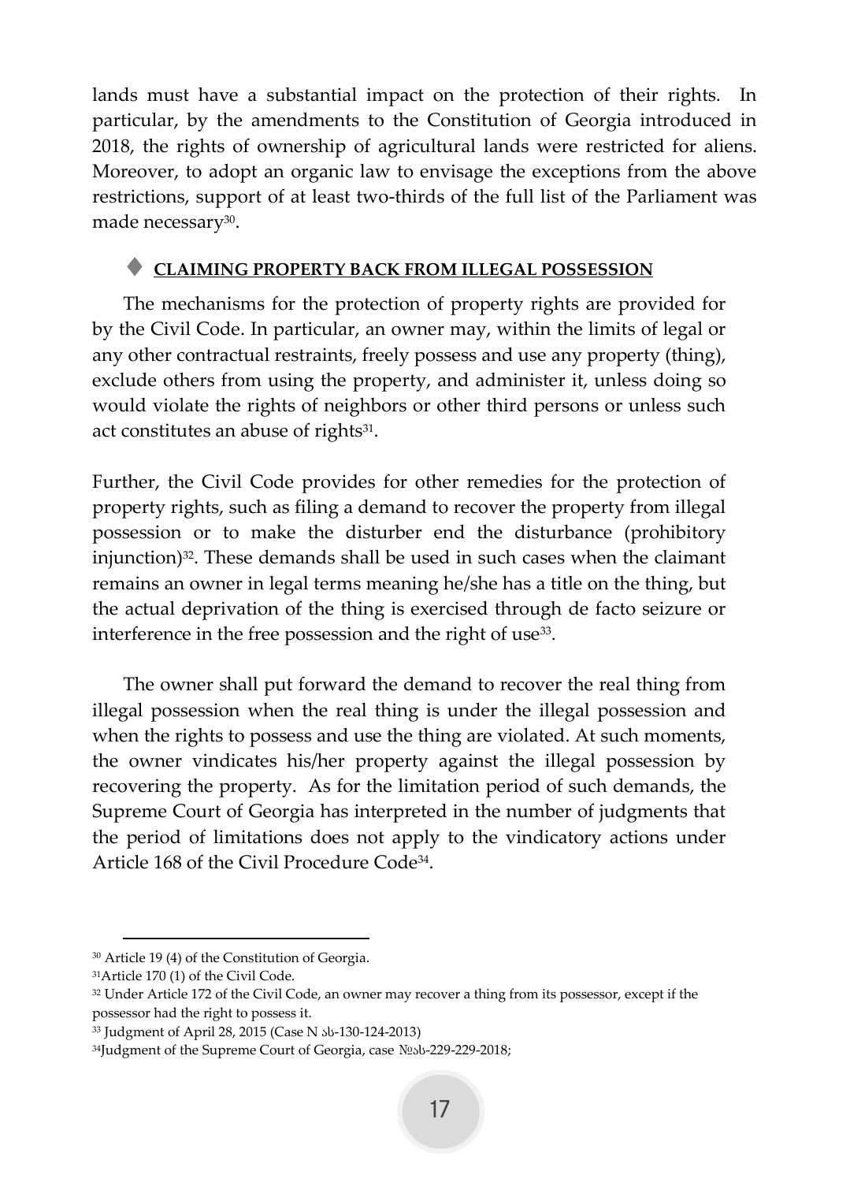lands must have a substantial impact on the protection of their rights. In particular, by the amendments to the Constitution of Georgia introduced in 2018, the rights of ownership of agricultural lands were restricted for aliens. Moreover, to adopt an organic law to envisage the exceptions from the above restrictions, support of at least two-thirds of the full list of the Parliament was made necessary[30].

## ♦ CLAIMING PROPERTY BACK FROM ILLEGAL POSSESSION

The mechanisms for the protection of property rights are provided for by the Civil Code. In particular, an owner may, within the limits of legal or any other contractual restraints, freely possess and use any property (thing), exclude others from using the property, and administer it, unless doing so would violate the rights of neighbors or other third persons or unless such act constitutes an abuse of rights[31].

Further, the Civil Code provides for other remedies for the protection of property rights, such as filing a demand to recover the property from illegal possession or to make the disturber end the disturbance (prohibitory injunction)[32]. These demands shall be used in such cases when the claimant remains an owner in legal terms meaning he/she has a title on the thing, but the actual deprivation of the thing is exercised through de facto seizure or interference in the free possession and the right of use[33].

The owner shall put forward the demand to recover the real thing from illegal possession when the real thing is under the illegal possession and when the rights to possess and use the thing are violated. At such moments, the owner vindicates his/her property against the illegal possession by recovering the property. As for the limitation period of such demands, the Supreme Court of Georgia has interpreted in the number of judgments that the period of limitations does not apply to the vindicatory actions under Article 168 of the Civil Procedure Code[34].

---

[30] Article 19 (4) of the Constitution of Georgia.

[31] Article 170 (1) of the Civil Code.

[32] Under Article 172 of the Civil Code, an owner may recover a thing from its possessor, except if the possessor had the right to possess it.

[33] Judgment of April 28, 2015 (Case N ას-130-124-2013)

[34] Judgment of the Supreme Court of Georgia, case №ას-229-229-2018;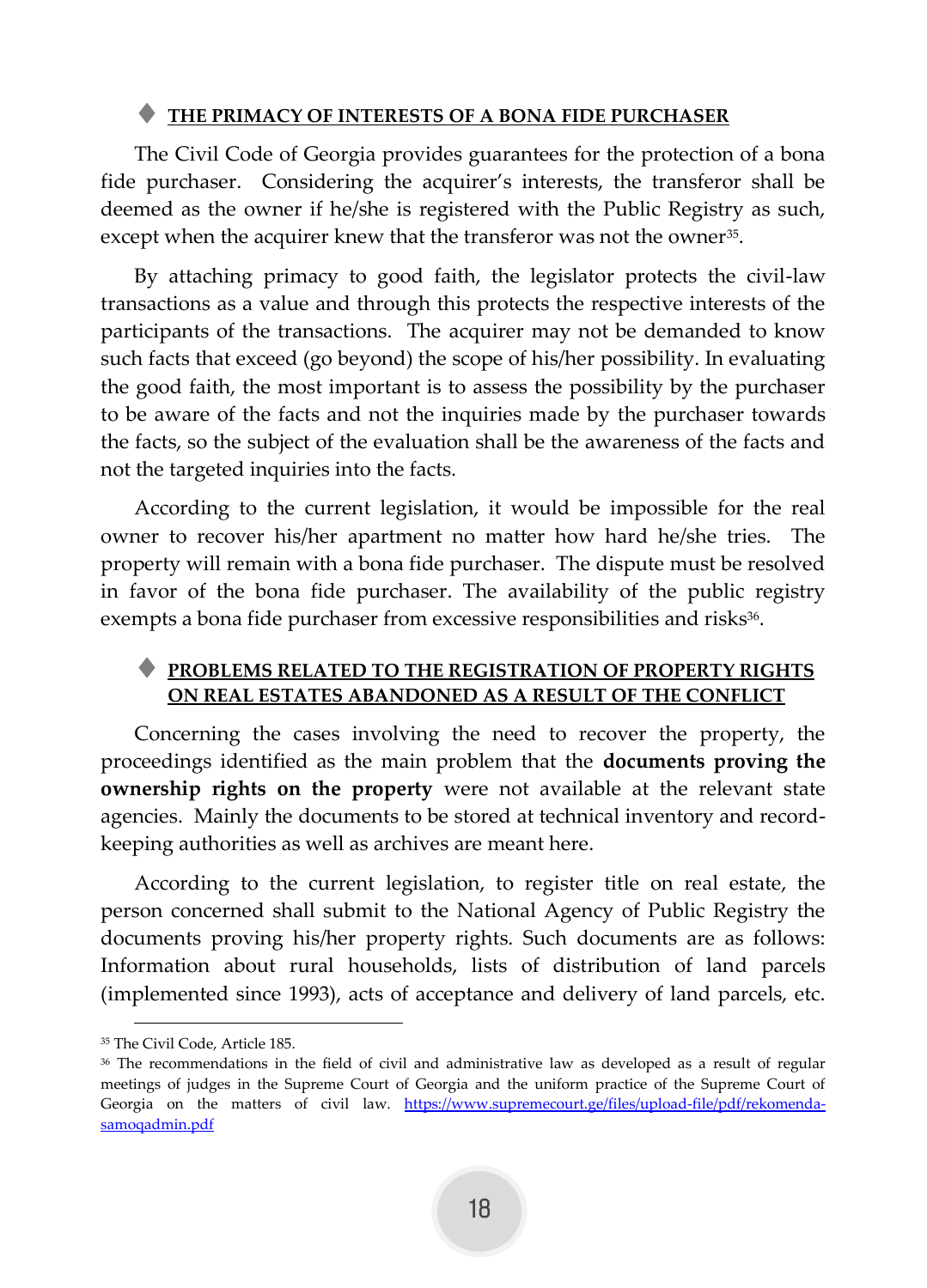## THE PRIMACY OF INTERESTS OF A BONA FIDE PURCHASER

The Civil Code of Georgia provides guarantees for the protection of a bona fide purchaser. Considering the acquirer's interests, the transferor shall be deemed as the owner if he/she is registered with the Public Registry as such, except when the acquirer knew that the transferor was not the owner[35].

By attaching primacy to good faith, the legislator protects the civil-law transactions as a value and through this protects the respective interests of the participants of the transactions. The acquirer may not be demanded to know such facts that exceed (go beyond) the scope of his/her possibility. In evaluating the good faith, the most important is to assess the possibility by the purchaser to be aware of the facts and not the inquiries made by the purchaser towards the facts, so the subject of the evaluation shall be the awareness of the facts and not the targeted inquiries into the facts.

According to the current legislation, it would be impossible for the real owner to recover his/her apartment no matter how hard he/she tries. The property will remain with a bona fide purchaser. The dispute must be resolved in favor of the bona fide purchaser. The availability of the public registry exempts a bona fide purchaser from excessive responsibilities and risks[36].

## PROBLEMS RELATED TO THE REGISTRATION OF PROPERTY RIGHTS ON REAL ESTATES ABANDONED AS A RESULT OF THE CONFLICT

Concerning the cases involving the need to recover the property, the proceedings identified as the main problem that the **documents proving the ownership rights on the property** were not available at the relevant state agencies. Mainly the documents to be stored at technical inventory and record-keeping authorities as well as archives are meant here.

According to the current legislation, to register title on real estate, the person concerned shall submit to the National Agency of Public Registry the documents proving his/her property rights. Such documents are as follows: Information about rural households, lists of distribution of land parcels (implemented since 1993), acts of acceptance and delivery of land parcels, etc.

---

[35] The Civil Code, Article 185.

[36] The recommendations in the field of civil and administrative law as developed as a result of regular meetings of judges in the Supreme Court of Georgia and the uniform practice of the Supreme Court of Georgia on the matters of civil law. https://www.supremecourt.ge/files/upload-file/pdf/rekomenda-samoqadmin.pdf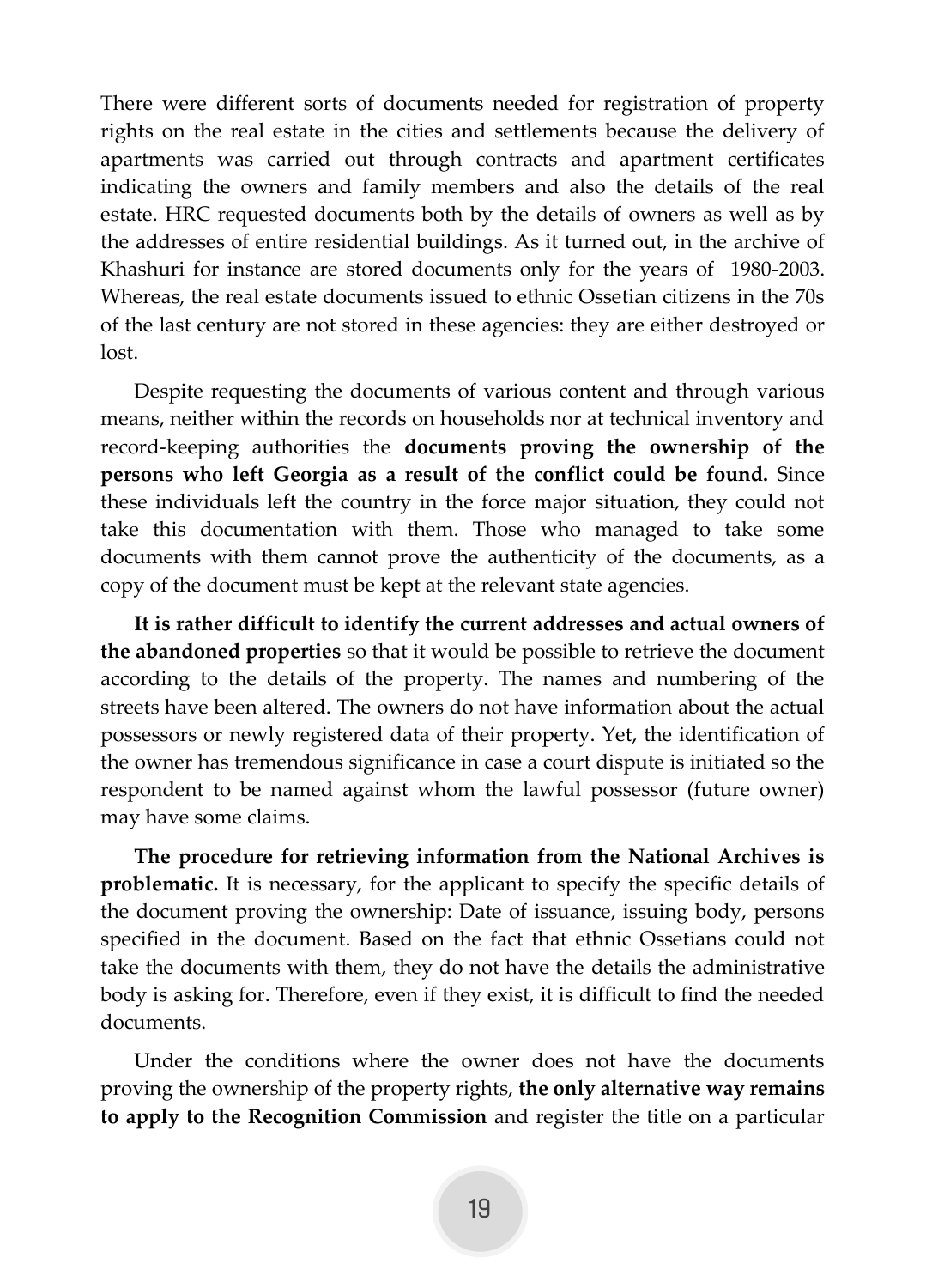There were different sorts of documents needed for registration of property rights on the real estate in the cities and settlements because the delivery of apartments was carried out through contracts and apartment certificates indicating the owners and family members and also the details of the real estate. HRC requested documents both by the details of owners as well as by the addresses of entire residential buildings. As it turned out, in the archive of Khashuri for instance are stored documents only for the years of 1980-2003. Whereas, the real estate documents issued to ethnic Ossetian citizens in the 70s of the last century are not stored in these agencies: they are either destroyed or lost.

Despite requesting the documents of various content and through various means, neither within the records on households nor at technical inventory and record-keeping authorities the **documents proving the ownership of the persons who left Georgia as a result of the conflict could be found.** Since these individuals left the country in the force major situation, they could not take this documentation with them. Those who managed to take some documents with them cannot prove the authenticity of the documents, as a copy of the document must be kept at the relevant state agencies.

**It is rather difficult to identify the current addresses and actual owners of the abandoned properties** so that it would be possible to retrieve the document according to the details of the property. The names and numbering of the streets have been altered. The owners do not have information about the actual possessors or newly registered data of their property. Yet, the identification of the owner has tremendous significance in case a court dispute is initiated so the respondent to be named against whom the lawful possessor (future owner) may have some claims.

**The procedure for retrieving information from the National Archives is problematic.** It is necessary, for the applicant to specify the specific details of the document proving the ownership: Date of issuance, issuing body, persons specified in the document. Based on the fact that ethnic Ossetians could not take the documents with them, they do not have the details the administrative body is asking for. Therefore, even if they exist, it is difficult to find the needed documents.

Under the conditions where the owner does not have the documents proving the ownership of the property rights, **the only alternative way remains to apply to the Recognition Commission** and register the title on a particular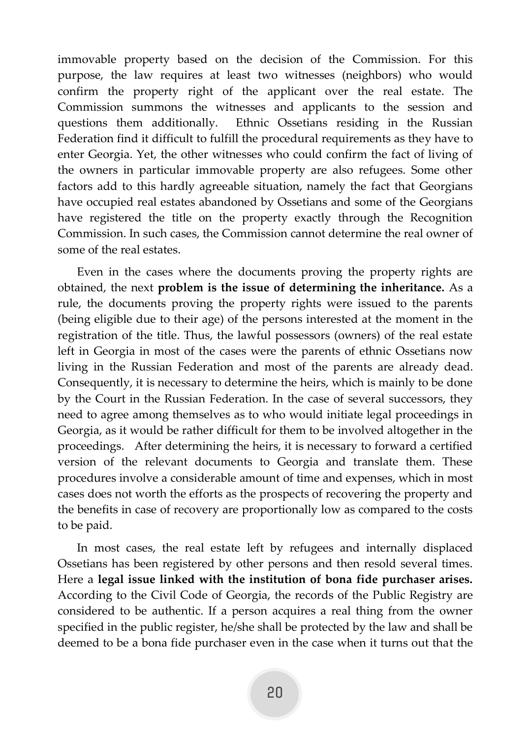immovable property based on the decision of the Commission. For this purpose, the law requires at least two witnesses (neighbors) who would confirm the property right of the applicant over the real estate. The Commission summons the witnesses and applicants to the session and questions them additionally. Ethnic Ossetians residing in the Russian Federation find it difficult to fulfill the procedural requirements as they have to enter Georgia. Yet, the other witnesses who could confirm the fact of living of the owners in particular immovable property are also refugees. Some other factors add to this hardly agreeable situation, namely the fact that Georgians have occupied real estates abandoned by Ossetians and some of the Georgians have registered the title on the property exactly through the Recognition Commission. In such cases, the Commission cannot determine the real owner of some of the real estates.

Even in the cases where the documents proving the property rights are obtained, the next **problem is the issue of determining the inheritance.** As a rule, the documents proving the property rights were issued to the parents (being eligible due to their age) of the persons interested at the moment in the registration of the title. Thus, the lawful possessors (owners) of the real estate left in Georgia in most of the cases were the parents of ethnic Ossetians now living in the Russian Federation and most of the parents are already dead. Consequently, it is necessary to determine the heirs, which is mainly to be done by the Court in the Russian Federation. In the case of several successors, they need to agree among themselves as to who would initiate legal proceedings in Georgia, as it would be rather difficult for them to be involved altogether in the proceedings. After determining the heirs, it is necessary to forward a certified version of the relevant documents to Georgia and translate them. These procedures involve a considerable amount of time and expenses, which in most cases does not worth the efforts as the prospects of recovering the property and the benefits in case of recovery are proportionally low as compared to the costs to be paid.

In most cases, the real estate left by refugees and internally displaced Ossetians has been registered by other persons and then resold several times. Here a **legal issue linked with the institution of bona fide purchaser arises.** According to the Civil Code of Georgia, the records of the Public Registry are considered to be authentic. If a person acquires a real thing from the owner specified in the public register, he/she shall be protected by the law and shall be deemed to be a bona fide purchaser even in the case when it turns out that the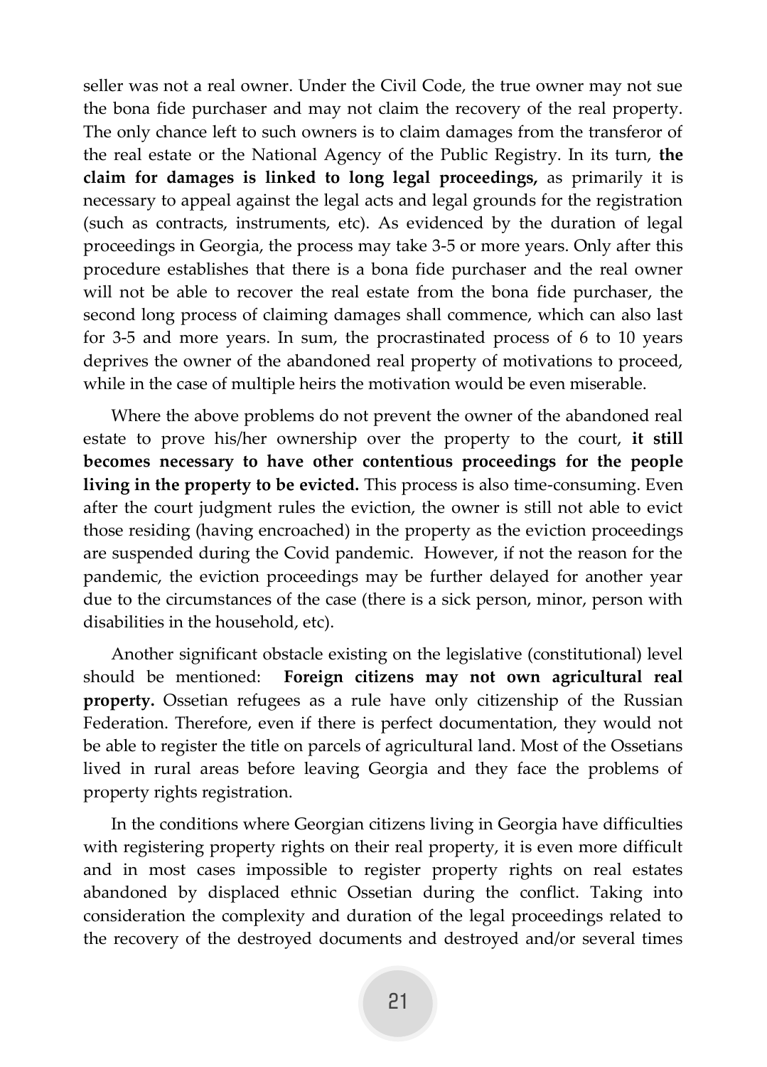seller was not a real owner. Under the Civil Code, the true owner may not sue the bona fide purchaser and may not claim the recovery of the real property. The only chance left to such owners is to claim damages from the transferor of the real estate or the National Agency of the Public Registry. In its turn, **the claim for damages is linked to long legal proceedings,** as primarily it is necessary to appeal against the legal acts and legal grounds for the registration (such as contracts, instruments, etc). As evidenced by the duration of legal proceedings in Georgia, the process may take 3-5 or more years. Only after this procedure establishes that there is a bona fide purchaser and the real owner will not be able to recover the real estate from the bona fide purchaser, the second long process of claiming damages shall commence, which can also last for 3-5 and more years. In sum, the procrastinated process of 6 to 10 years deprives the owner of the abandoned real property of motivations to proceed, while in the case of multiple heirs the motivation would be even miserable.

Where the above problems do not prevent the owner of the abandoned real estate to prove his/her ownership over the property to the court, **it still becomes necessary to have other contentious proceedings for the people living in the property to be evicted.** This process is also time-consuming. Even after the court judgment rules the eviction, the owner is still not able to evict those residing (having encroached) in the property as the eviction proceedings are suspended during the Covid pandemic. However, if not the reason for the pandemic, the eviction proceedings may be further delayed for another year due to the circumstances of the case (there is a sick person, minor, person with disabilities in the household, etc).

Another significant obstacle existing on the legislative (constitutional) level should be mentioned: **Foreign citizens may not own agricultural real property.** Ossetian refugees as a rule have only citizenship of the Russian Federation. Therefore, even if there is perfect documentation, they would not be able to register the title on parcels of agricultural land. Most of the Ossetians lived in rural areas before leaving Georgia and they face the problems of property rights registration.

In the conditions where Georgian citizens living in Georgia have difficulties with registering property rights on their real property, it is even more difficult and in most cases impossible to register property rights on real estates abandoned by displaced ethnic Ossetian during the conflict. Taking into consideration the complexity and duration of the legal proceedings related to the recovery of the destroyed documents and destroyed and/or several times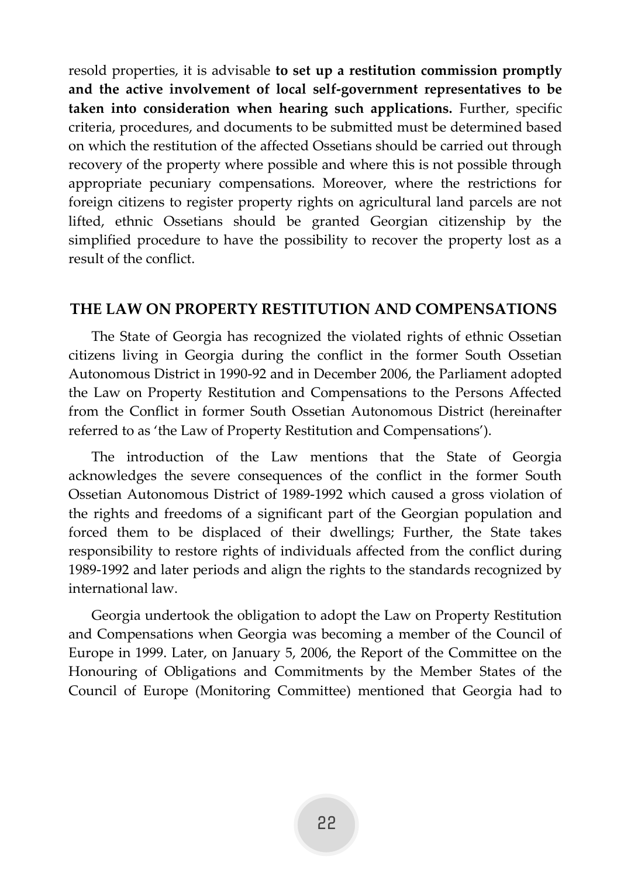resold properties, it is advisable **to set up a restitution commission promptly and the active involvement of local self-government representatives to be taken into consideration when hearing such applications.** Further, specific criteria, procedures, and documents to be submitted must be determined based on which the restitution of the affected Ossetians should be carried out through recovery of the property where possible and where this is not possible through appropriate pecuniary compensations. Moreover, where the restrictions for foreign citizens to register property rights on agricultural land parcels are not lifted, ethnic Ossetians should be granted Georgian citizenship by the simplified procedure to have the possibility to recover the property lost as a result of the conflict.

## THE LAW ON PROPERTY RESTITUTION AND COMPENSATIONS

The State of Georgia has recognized the violated rights of ethnic Ossetian citizens living in Georgia during the conflict in the former South Ossetian Autonomous District in 1990-92 and in December 2006, the Parliament adopted the Law on Property Restitution and Compensations to the Persons Affected from the Conflict in former South Ossetian Autonomous District (hereinafter referred to as 'the Law of Property Restitution and Compensations').

The introduction of the Law mentions that the State of Georgia acknowledges the severe consequences of the conflict in the former South Ossetian Autonomous District of 1989-1992 which caused a gross violation of the rights and freedoms of a significant part of the Georgian population and forced them to be displaced of their dwellings; Further, the State takes responsibility to restore rights of individuals affected from the conflict during 1989-1992 and later periods and align the rights to the standards recognized by international law.

Georgia undertook the obligation to adopt the Law on Property Restitution and Compensations when Georgia was becoming a member of the Council of Europe in 1999. Later, on January 5, 2006, the Report of the Committee on the Honouring of Obligations and Commitments by the Member States of the Council of Europe (Monitoring Committee) mentioned that Georgia had to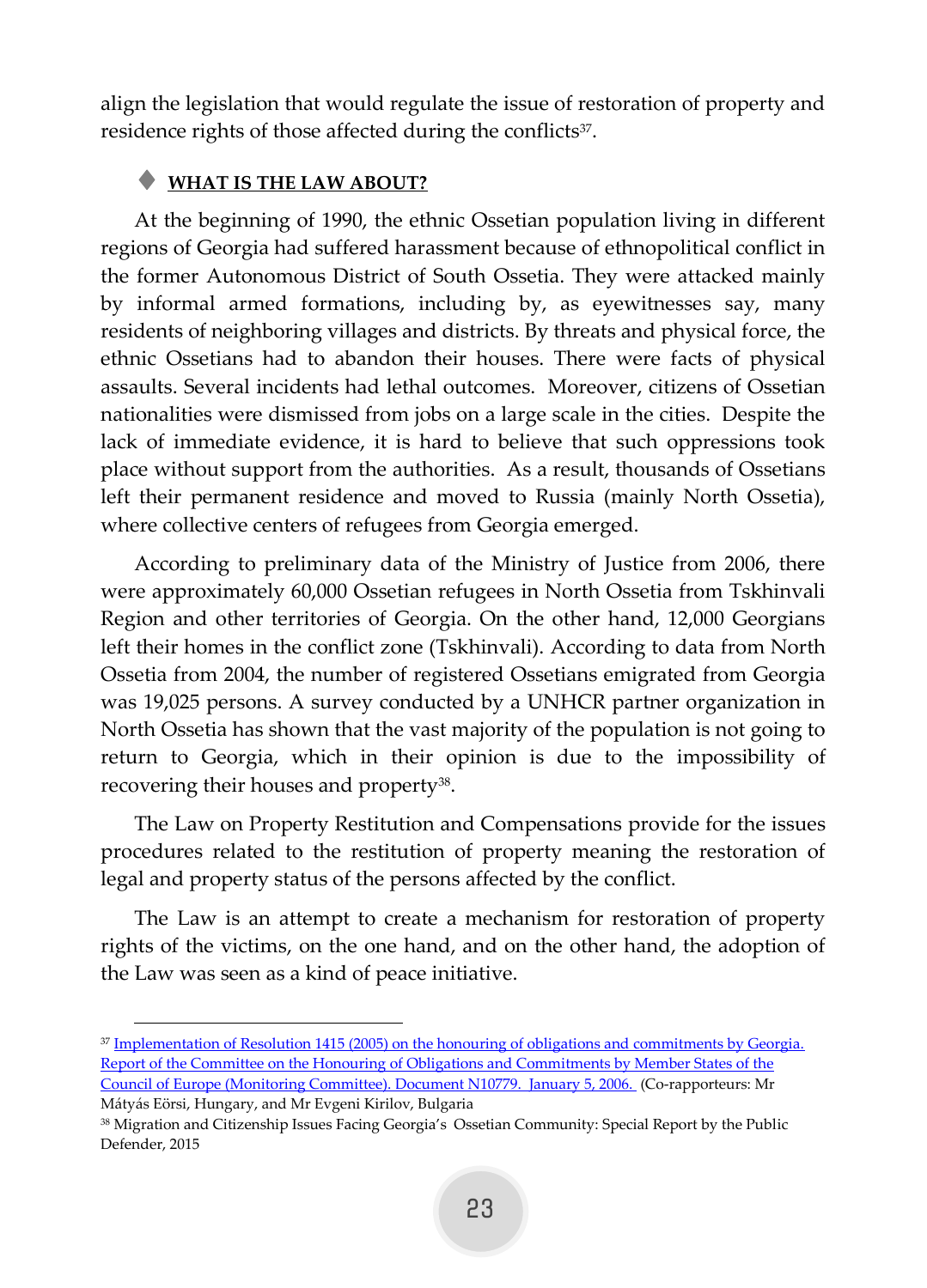align the legislation that would regulate the issue of restoration of property and residence rights of those affected during the conflicts[37].

- **WHAT IS THE LAW ABOUT?**

At the beginning of 1990, the ethnic Ossetian population living in different regions of Georgia had suffered harassment because of ethnopolitical conflict in the former Autonomous District of South Ossetia. They were attacked mainly by informal armed formations, including by, as eyewitnesses say, many residents of neighboring villages and districts. By threats and physical force, the ethnic Ossetians had to abandon their houses. There were facts of physical assaults. Several incidents had lethal outcomes. Moreover, citizens of Ossetian nationalities were dismissed from jobs on a large scale in the cities. Despite the lack of immediate evidence, it is hard to believe that such oppressions took place without support from the authorities. As a result, thousands of Ossetians left their permanent residence and moved to Russia (mainly North Ossetia), where collective centers of refugees from Georgia emerged.

According to preliminary data of the Ministry of Justice from 2006, there were approximately 60,000 Ossetian refugees in North Ossetia from Tskhinvali Region and other territories of Georgia. On the other hand, 12,000 Georgians left their homes in the conflict zone (Tskhinvali). According to data from North Ossetia from 2004, the number of registered Ossetians emigrated from Georgia was 19,025 persons. A survey conducted by a UNHCR partner organization in North Ossetia has shown that the vast majority of the population is not going to return to Georgia, which in their opinion is due to the impossibility of recovering their houses and property[38].

The Law on Property Restitution and Compensations provide for the issues procedures related to the restitution of property meaning the restoration of legal and property status of the persons affected by the conflict.

The Law is an attempt to create a mechanism for restoration of property rights of the victims, on the one hand, and on the other hand, the adoption of the Law was seen as a kind of peace initiative.

---

[37] Implementation of Resolution 1415 (2005) on the honouring of obligations and commitments by Georgia. Report of the Committee on the Honouring of Obligations and Commitments by Member States of the Council of Europe (Monitoring Committee). Document N10779. January 5, 2006. (Co-rapporteurs: Mr Mátyás Eörsi, Hungary, and Mr Evgeni Kirilov, Bulgaria

[38] Migration and Citizenship Issues Facing Georgia's Ossetian Community: Special Report by the Public Defender, 2015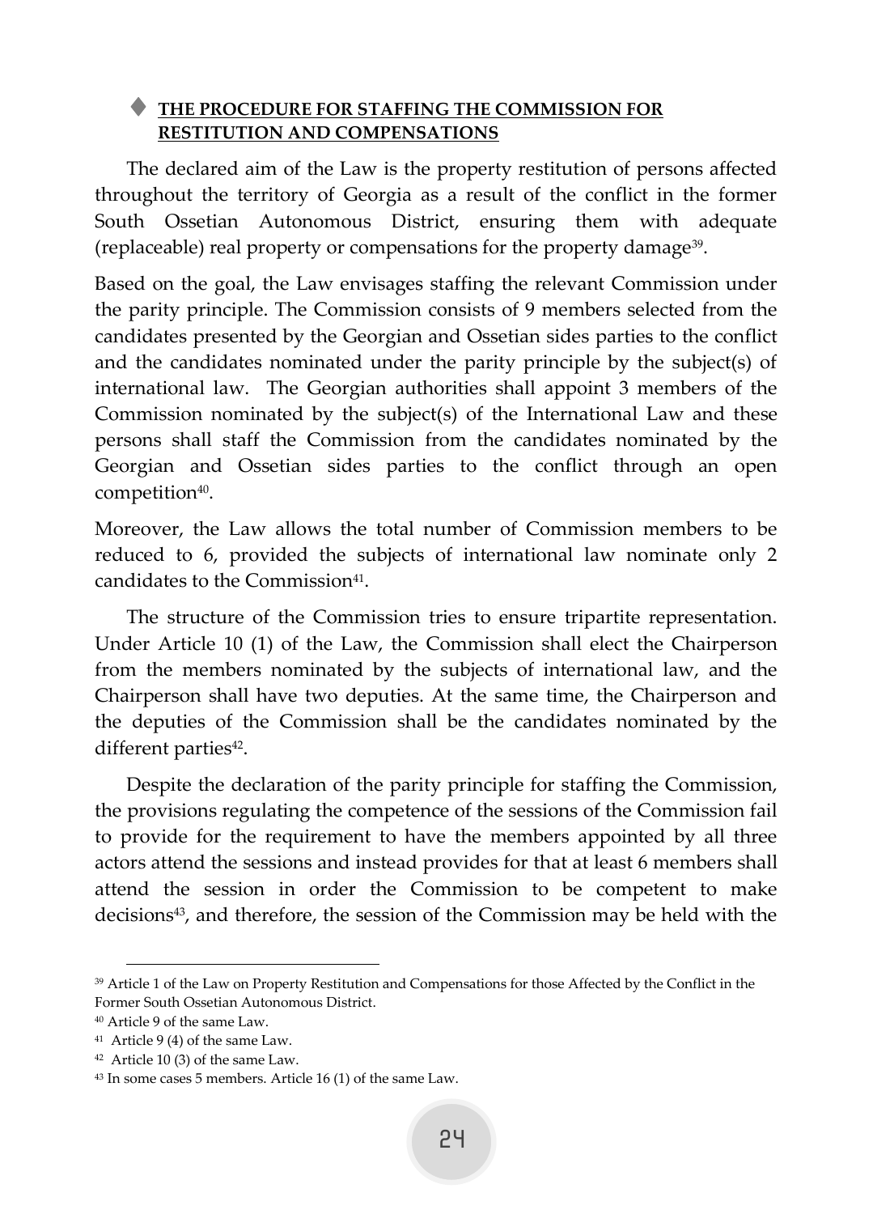### ♦ THE PROCEDURE FOR STAFFING THE COMMISSION FOR RESTITUTION AND COMPENSATIONS

The declared aim of the Law is the property restitution of persons affected throughout the territory of Georgia as a result of the conflict in the former South Ossetian Autonomous District, ensuring them with adequate (replaceable) real property or compensations for the property damage[39].

Based on the goal, the Law envisages staffing the relevant Commission under the parity principle. The Commission consists of 9 members selected from the candidates presented by the Georgian and Ossetian sides parties to the conflict and the candidates nominated under the parity principle by the subject(s) of international law. The Georgian authorities shall appoint 3 members of the Commission nominated by the subject(s) of the International Law and these persons shall staff the Commission from the candidates nominated by the Georgian and Ossetian sides parties to the conflict through an open competition[40].

Moreover, the Law allows the total number of Commission members to be reduced to 6, provided the subjects of international law nominate only 2 candidates to the Commission[41].

The structure of the Commission tries to ensure tripartite representation. Under Article 10 (1) of the Law, the Commission shall elect the Chairperson from the members nominated by the subjects of international law, and the Chairperson shall have two deputies. At the same time, the Chairperson and the deputies of the Commission shall be the candidates nominated by the different parties[42].

Despite the declaration of the parity principle for staffing the Commission, the provisions regulating the competence of the sessions of the Commission fail to provide for the requirement to have the members appointed by all three actors attend the sessions and instead provides for that at least 6 members shall attend the session in order the Commission to be competent to make decisions[43], and therefore, the session of the Commission may be held with the

---

[39] Article 1 of the Law on Property Restitution and Compensations for those Affected by the Conflict in the Former South Ossetian Autonomous District.

[40] Article 9 of the same Law.

[41] Article 9 (4) of the same Law.

[42] Article 10 (3) of the same Law.

[43] In some cases 5 members. Article 16 (1) of the same Law.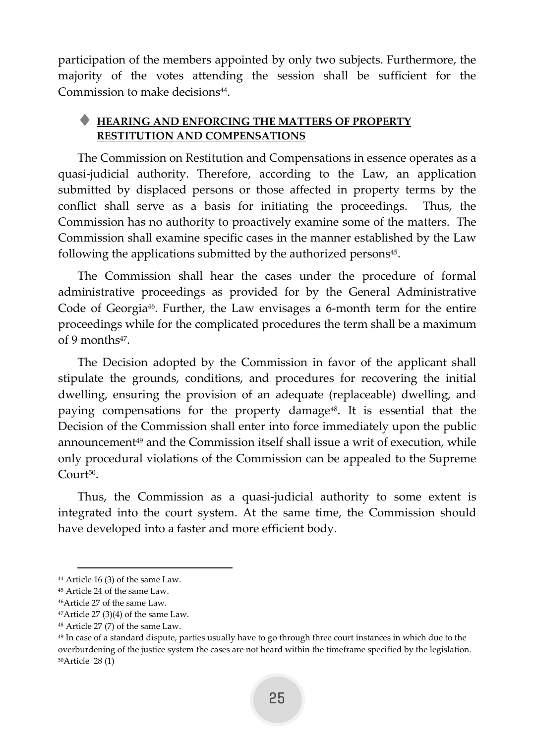participation of the members appointed by only two subjects. Furthermore, the majority of the votes attending the session shall be sufficient for the Commission to make decisions[44].

### ♦ HEARING AND ENFORCING THE MATTERS OF PROPERTY RESTITUTION AND COMPENSATIONS

The Commission on Restitution and Compensations in essence operates as a quasi-judicial authority. Therefore, according to the Law, an application submitted by displaced persons or those affected in property terms by the conflict shall serve as a basis for initiating the proceedings. Thus, the Commission has no authority to proactively examine some of the matters. The Commission shall examine specific cases in the manner established by the Law following the applications submitted by the authorized persons[45].

The Commission shall hear the cases under the procedure of formal administrative proceedings as provided for by the General Administrative Code of Georgia[46]. Further, the Law envisages a 6-month term for the entire proceedings while for the complicated procedures the term shall be a maximum of 9 months[47].

The Decision adopted by the Commission in favor of the applicant shall stipulate the grounds, conditions, and procedures for recovering the initial dwelling, ensuring the provision of an adequate (replaceable) dwelling, and paying compensations for the property damage[48]. It is essential that the Decision of the Commission shall enter into force immediately upon the public announcement[49] and the Commission itself shall issue a writ of execution, while only procedural violations of the Commission can be appealed to the Supreme Court[50].

Thus, the Commission as a quasi-judicial authority to some extent is integrated into the court system. At the same time, the Commission should have developed into a faster and more efficient body.

---

[44] Article 16 (3) of the same Law.

[45] Article 24 of the same Law.

[46] Article 27 of the same Law.

[47] Article 27 (3)(4) of the same Law.

[48] Article 27 (7) of the same Law.

[49] In case of a standard dispute, parties usually have to go through three court instances in which due to the overburdening of the justice system the cases are not heard within the timeframe specified by the legislation.

[50] Article 28 (1)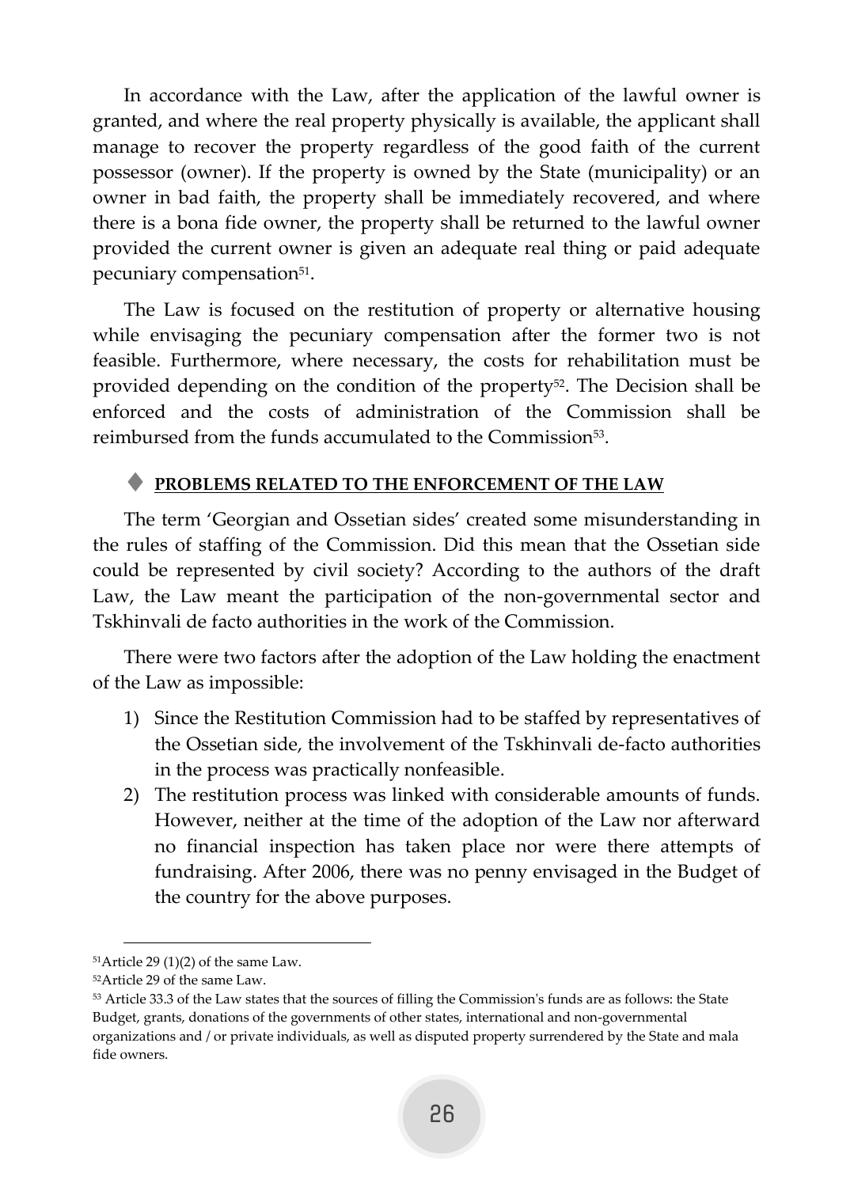In accordance with the Law, after the application of the lawful owner is granted, and where the real property physically is available, the applicant shall manage to recover the property regardless of the good faith of the current possessor (owner). If the property is owned by the State (municipality) or an owner in bad faith, the property shall be immediately recovered, and where there is a bona fide owner, the property shall be returned to the lawful owner provided the current owner is given an adequate real thing or paid adequate pecuniary compensation[51].

The Law is focused on the restitution of property or alternative housing while envisaging the pecuniary compensation after the former two is not feasible. Furthermore, where necessary, the costs for rehabilitation must be provided depending on the condition of the property[52]. The Decision shall be enforced and the costs of administration of the Commission shall be reimbursed from the funds accumulated to the Commission[53].

### ♦ **PROBLEMS RELATED TO THE ENFORCEMENT OF THE LAW**

The term 'Georgian and Ossetian sides' created some misunderstanding in the rules of staffing of the Commission. Did this mean that the Ossetian side could be represented by civil society? According to the authors of the draft Law, the Law meant the participation of the non-governmental sector and Tskhinvali de facto authorities in the work of the Commission.

There were two factors after the adoption of the Law holding the enactment of the Law as impossible:

1) Since the Restitution Commission had to be staffed by representatives of the Ossetian side, the involvement of the Tskhinvali de-facto authorities in the process was practically nonfeasible.
2) The restitution process was linked with considerable amounts of funds. However, neither at the time of the adoption of the Law nor afterward no financial inspection has taken place nor were there attempts of fundraising. After 2006, there was no penny envisaged in the Budget of the country for the above purposes.

---

[51] Article 29 (1)(2) of the same Law.

[52] Article 29 of the same Law.

[53] Article 33.3 of the Law states that the sources of filling the Commission's funds are as follows: the State Budget, grants, donations of the governments of other states, international and non-governmental organizations and / or private individuals, as well as disputed property surrendered by the State and mala fide owners.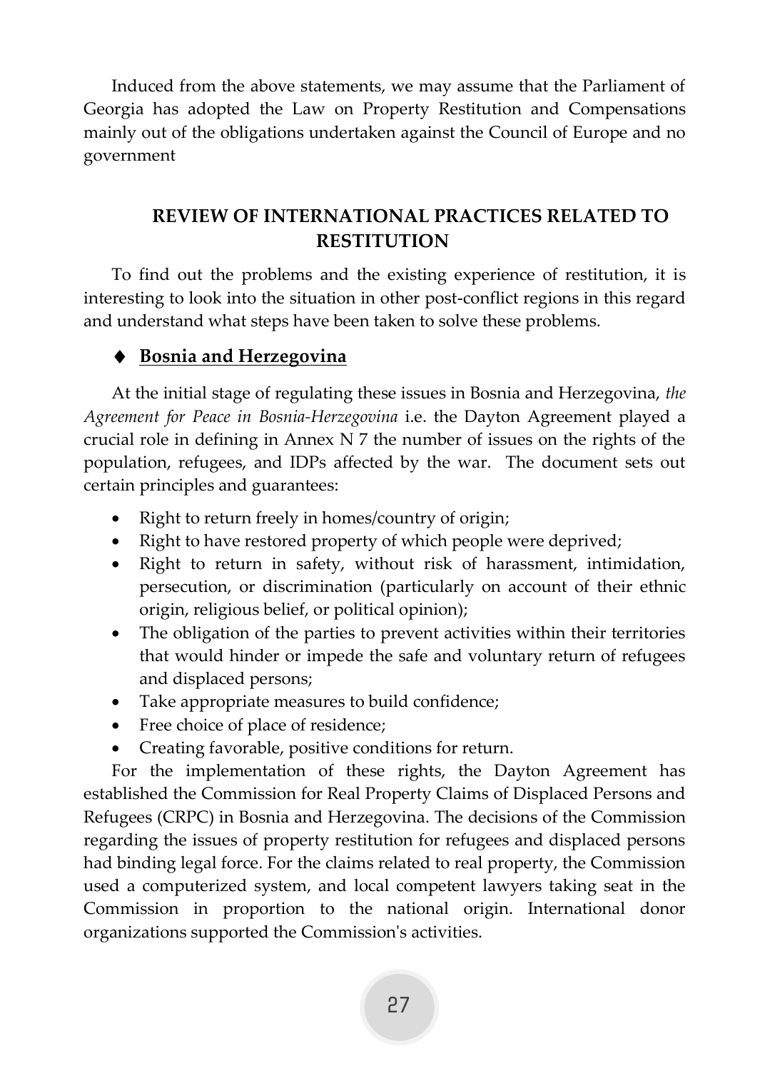Induced from the above statements, we may assume that the Parliament of Georgia has adopted the Law on Property Restitution and Compensations mainly out of the obligations undertaken against the Council of Europe and no government

## REVIEW OF INTERNATIONAL PRACTICES RELATED TO RESTITUTION

To find out the problems and the existing experience of restitution, it is interesting to look into the situation in other post-conflict regions in this regard and understand what steps have been taken to solve these problems.

### ♦ Bosnia and Herzegovina

At the initial stage of regulating these issues in Bosnia and Herzegovina, *the Agreement for Peace in Bosnia-Herzegovina* i.e. the Dayton Agreement played a crucial role in defining in Annex N 7 the number of issues on the rights of the population, refugees, and IDPs affected by the war. The document sets out certain principles and guarantees:

- Right to return freely in homes/country of origin;
- Right to have restored property of which people were deprived;
- Right to return in safety, without risk of harassment, intimidation, persecution, or discrimination (particularly on account of their ethnic origin, religious belief, or political opinion);
- The obligation of the parties to prevent activities within their territories that would hinder or impede the safe and voluntary return of refugees and displaced persons;
- Take appropriate measures to build confidence;
- Free choice of place of residence;
- Creating favorable, positive conditions for return.

For the implementation of these rights, the Dayton Agreement has established the Commission for Real Property Claims of Displaced Persons and Refugees (CRPC) in Bosnia and Herzegovina. The decisions of the Commission regarding the issues of property restitution for refugees and displaced persons had binding legal force. For the claims related to real property, the Commission used a computerized system, and local competent lawyers taking seat in the Commission in proportion to the national origin. International donor organizations supported the Commission's activities.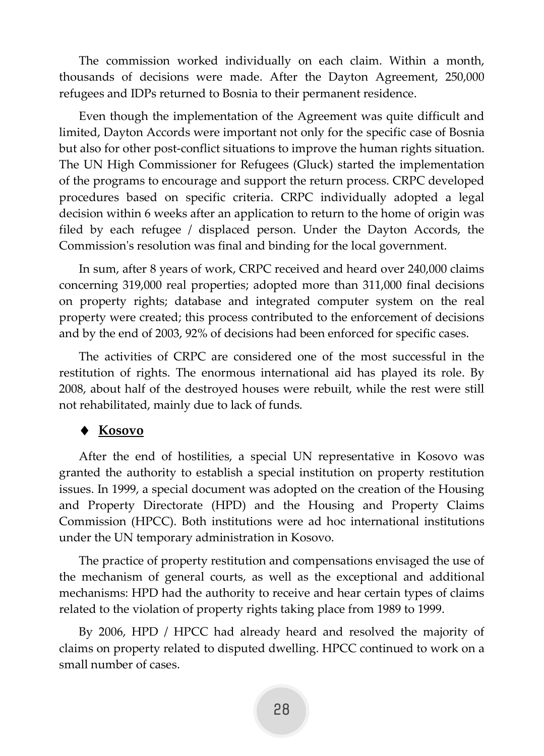The commission worked individually on each claim. Within a month, thousands of decisions were made. After the Dayton Agreement, 250,000 refugees and IDPs returned to Bosnia to their permanent residence.

Even though the implementation of the Agreement was quite difficult and limited, Dayton Accords were important not only for the specific case of Bosnia but also for other post-conflict situations to improve the human rights situation. The UN High Commissioner for Refugees (Gluck) started the implementation of the programs to encourage and support the return process. CRPC developed procedures based on specific criteria. CRPC individually adopted a legal decision within 6 weeks after an application to return to the home of origin was filed by each refugee / displaced person. Under the Dayton Accords, the Commission's resolution was final and binding for the local government.

In sum, after 8 years of work, CRPC received and heard over 240,000 claims concerning 319,000 real properties; adopted more than 311,000 final decisions on property rights; database and integrated computer system on the real property were created; this process contributed to the enforcement of decisions and by the end of 2003, 92% of decisions had been enforced for specific cases.

The activities of CRPC are considered one of the most successful in the restitution of rights. The enormous international aid has played its role. By 2008, about half of the destroyed houses were rebuilt, while the rest were still not rehabilitated, mainly due to lack of funds.

- ♦ **Kosovo**

After the end of hostilities, a special UN representative in Kosovo was granted the authority to establish a special institution on property restitution issues. In 1999, a special document was adopted on the creation of the Housing and Property Directorate (HPD) and the Housing and Property Claims Commission (HPCC). Both institutions were ad hoc international institutions under the UN temporary administration in Kosovo.

The practice of property restitution and compensations envisaged the use of the mechanism of general courts, as well as the exceptional and additional mechanisms: HPD had the authority to receive and hear certain types of claims related to the violation of property rights taking place from 1989 to 1999.

By 2006, HPD / HPCC had already heard and resolved the majority of claims on property related to disputed dwelling. HPCC continued to work on a small number of cases.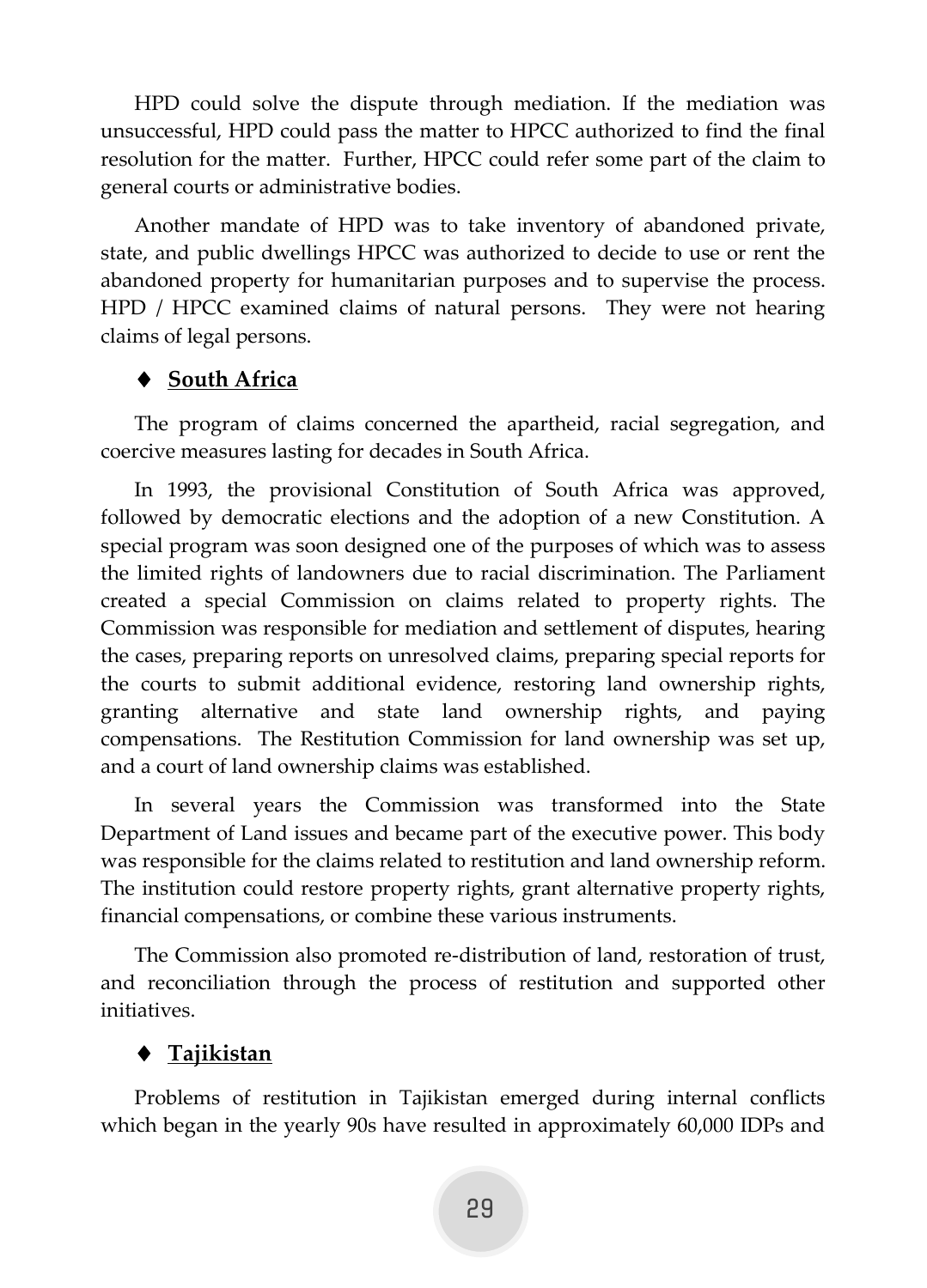HPD could solve the dispute through mediation. If the mediation was unsuccessful, HPD could pass the matter to HPCC authorized to find the final resolution for the matter. Further, HPCC could refer some part of the claim to general courts or administrative bodies.

Another mandate of HPD was to take inventory of abandoned private, state, and public dwellings HPCC was authorized to decide to use or rent the abandoned property for humanitarian purposes and to supervise the process. HPD / HPCC examined claims of natural persons. They were not hearing claims of legal persons.

### ♦ South Africa

The program of claims concerned the apartheid, racial segregation, and coercive measures lasting for decades in South Africa.

In 1993, the provisional Constitution of South Africa was approved, followed by democratic elections and the adoption of a new Constitution. A special program was soon designed one of the purposes of which was to assess the limited rights of landowners due to racial discrimination. The Parliament created a special Commission on claims related to property rights. The Commission was responsible for mediation and settlement of disputes, hearing the cases, preparing reports on unresolved claims, preparing special reports for the courts to submit additional evidence, restoring land ownership rights, granting alternative and state land ownership rights, and paying compensations. The Restitution Commission for land ownership was set up, and a court of land ownership claims was established.

In several years the Commission was transformed into the State Department of Land issues and became part of the executive power. This body was responsible for the claims related to restitution and land ownership reform. The institution could restore property rights, grant alternative property rights, financial compensations, or combine these various instruments.

The Commission also promoted re-distribution of land, restoration of trust, and reconciliation through the process of restitution and supported other initiatives.

### ♦ Tajikistan

Problems of restitution in Tajikistan emerged during internal conflicts which began in the yearly 90s have resulted in approximately 60,000 IDPs and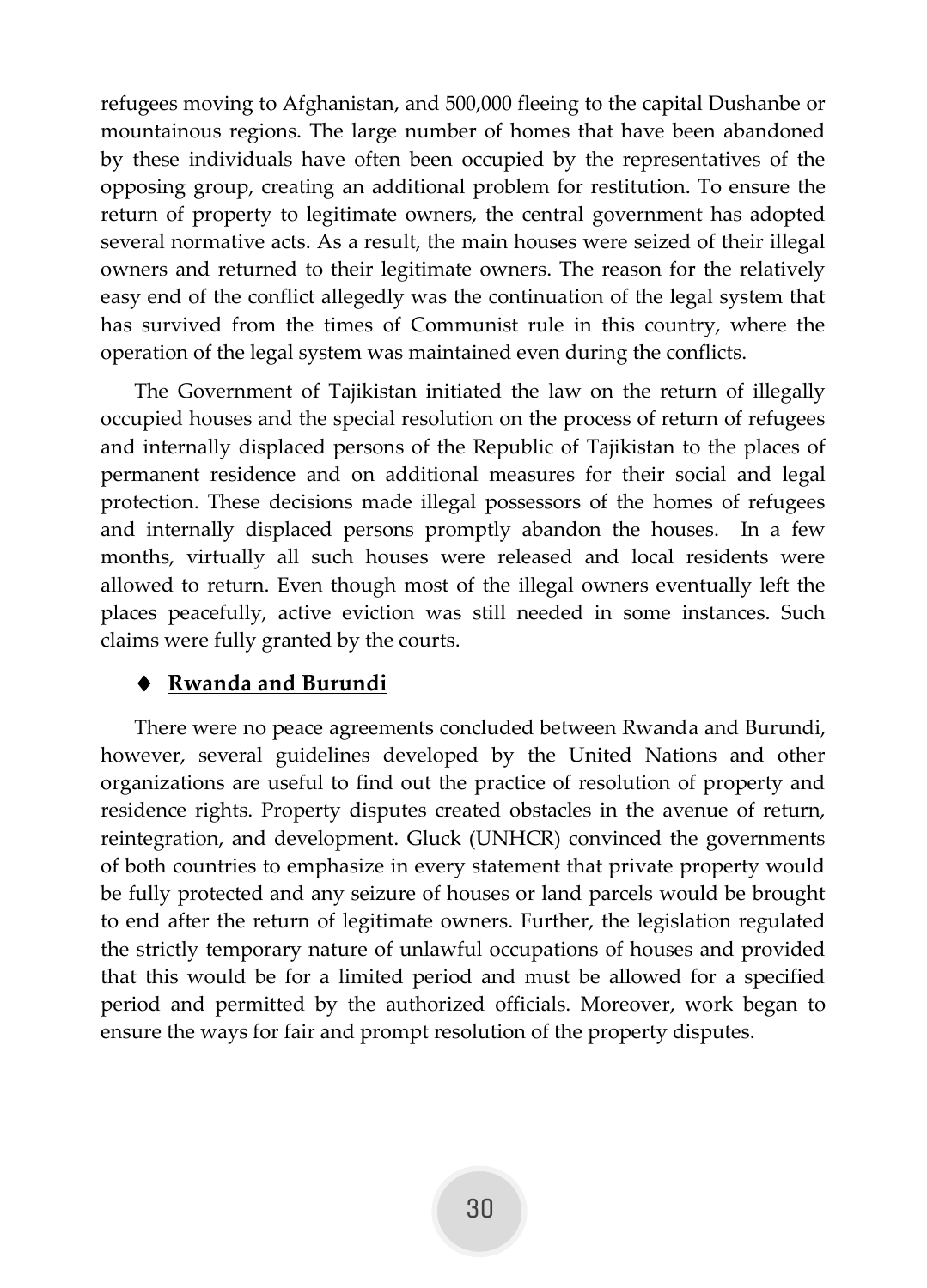refugees moving to Afghanistan, and 500,000 fleeing to the capital Dushanbe or mountainous regions. The large number of homes that have been abandoned by these individuals have often been occupied by the representatives of the opposing group, creating an additional problem for restitution. To ensure the return of property to legitimate owners, the central government has adopted several normative acts. As a result, the main houses were seized of their illegal owners and returned to their legitimate owners. The reason for the relatively easy end of the conflict allegedly was the continuation of the legal system that has survived from the times of Communist rule in this country, where the operation of the legal system was maintained even during the conflicts.

The Government of Tajikistan initiated the law on the return of illegally occupied houses and the special resolution on the process of return of refugees and internally displaced persons of the Republic of Tajikistan to the places of permanent residence and on additional measures for their social and legal protection. These decisions made illegal possessors of the homes of refugees and internally displaced persons promptly abandon the houses. In a few months, virtually all such houses were released and local residents were allowed to return. Even though most of the illegal owners eventually left the places peacefully, active eviction was still needed in some instances. Such claims were fully granted by the courts.

- **Rwanda and Burundi**

There were no peace agreements concluded between Rwanda and Burundi, however, several guidelines developed by the United Nations and other organizations are useful to find out the practice of resolution of property and residence rights. Property disputes created obstacles in the avenue of return, reintegration, and development. Gluck (UNHCR) convinced the governments of both countries to emphasize in every statement that private property would be fully protected and any seizure of houses or land parcels would be brought to end after the return of legitimate owners. Further, the legislation regulated the strictly temporary nature of unlawful occupations of houses and provided that this would be for a limited period and must be allowed for a specified period and permitted by the authorized officials. Moreover, work began to ensure the ways for fair and prompt resolution of the property disputes.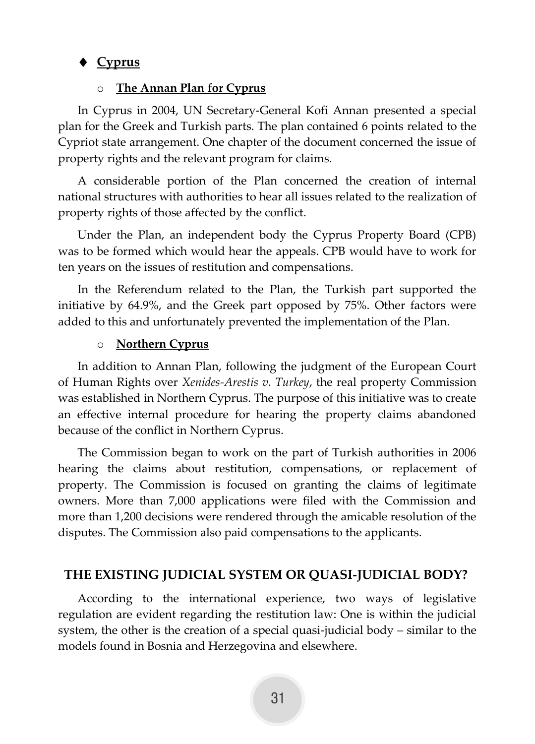- **Cyprus**

  - **The Annan Plan for Cyprus**

In Cyprus in 2004, UN Secretary-General Kofi Annan presented a special plan for the Greek and Turkish parts. The plan contained 6 points related to the Cypriot state arrangement. One chapter of the document concerned the issue of property rights and the relevant program for claims.

A considerable portion of the Plan concerned the creation of internal national structures with authorities to hear all issues related to the realization of property rights of those affected by the conflict.

Under the Plan, an independent body the Cyprus Property Board (CPB) was to be formed which would hear the appeals. CPB would have to work for ten years on the issues of restitution and compensations.

In the Referendum related to the Plan, the Turkish part supported the initiative by 64.9%, and the Greek part opposed by 75%. Other factors were added to this and unfortunately prevented the implementation of the Plan.

  - **Northern Cyprus**

In addition to Annan Plan, following the judgment of the European Court of Human Rights over *Xenides-Arestis v. Turkey*, the real property Commission was established in Northern Cyprus. The purpose of this initiative was to create an effective internal procedure for hearing the property claims abandoned because of the conflict in Northern Cyprus.

The Commission began to work on the part of Turkish authorities in 2006 hearing the claims about restitution, compensations, or replacement of property. The Commission is focused on granting the claims of legitimate owners. More than 7,000 applications were filed with the Commission and more than 1,200 decisions were rendered through the amicable resolution of the disputes. The Commission also paid compensations to the applicants.

## THE EXISTING JUDICIAL SYSTEM OR QUASI-JUDICIAL BODY?

According to the international experience, two ways of legislative regulation are evident regarding the restitution law: One is within the judicial system, the other is the creation of a special quasi-judicial body – similar to the models found in Bosnia and Herzegovina and elsewhere.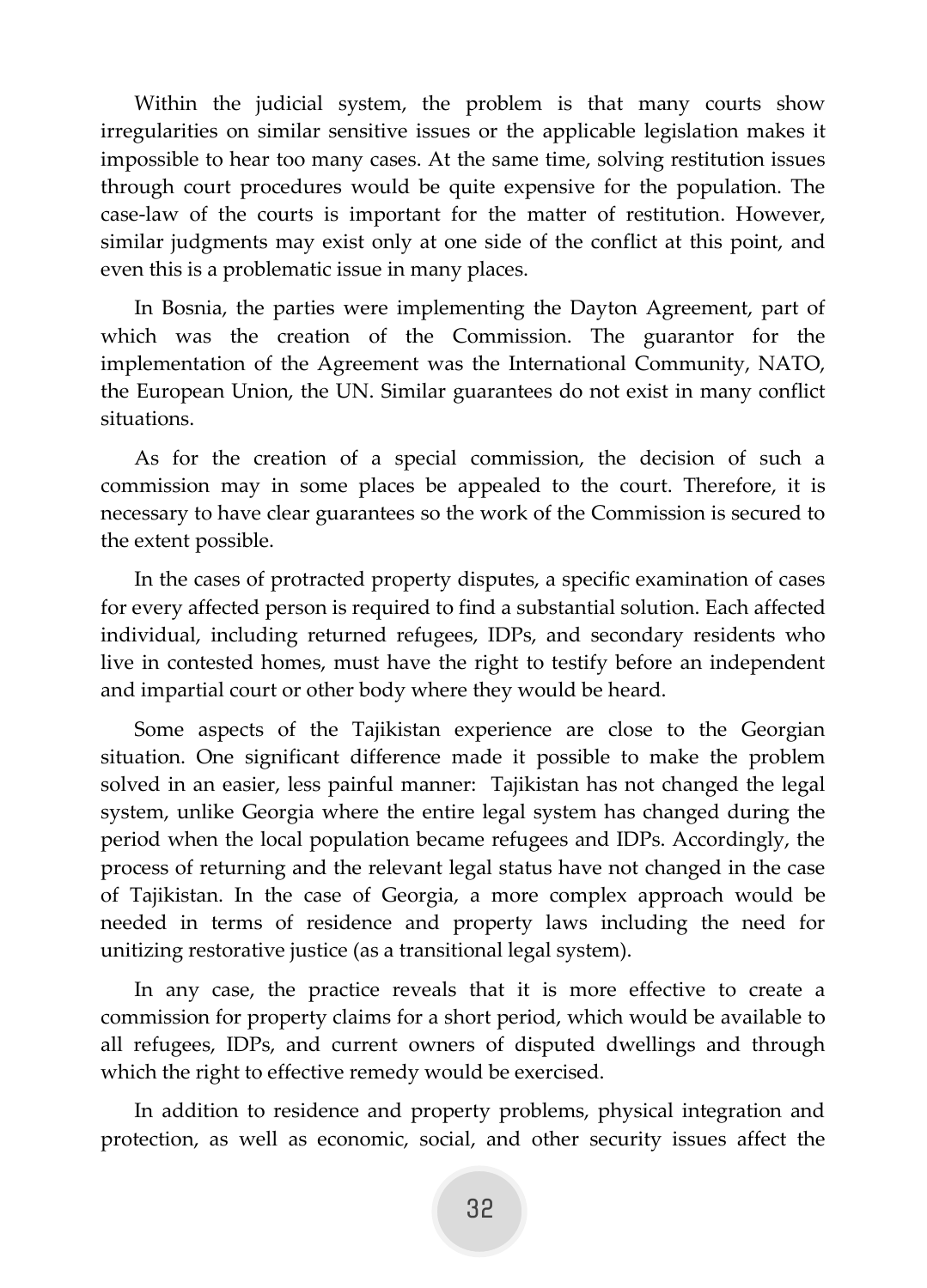Within the judicial system, the problem is that many courts show irregularities on similar sensitive issues or the applicable legislation makes it impossible to hear too many cases. At the same time, solving restitution issues through court procedures would be quite expensive for the population. The case-law of the courts is important for the matter of restitution. However, similar judgments may exist only at one side of the conflict at this point, and even this is a problematic issue in many places.

In Bosnia, the parties were implementing the Dayton Agreement, part of which was the creation of the Commission. The guarantor for the implementation of the Agreement was the International Community, NATO, the European Union, the UN. Similar guarantees do not exist in many conflict situations.

As for the creation of a special commission, the decision of such a commission may in some places be appealed to the court. Therefore, it is necessary to have clear guarantees so the work of the Commission is secured to the extent possible.

In the cases of protracted property disputes, a specific examination of cases for every affected person is required to find a substantial solution. Each affected individual, including returned refugees, IDPs, and secondary residents who live in contested homes, must have the right to testify before an independent and impartial court or other body where they would be heard.

Some aspects of the Tajikistan experience are close to the Georgian situation. One significant difference made it possible to make the problem solved in an easier, less painful manner: Tajikistan has not changed the legal system, unlike Georgia where the entire legal system has changed during the period when the local population became refugees and IDPs. Accordingly, the process of returning and the relevant legal status have not changed in the case of Tajikistan. In the case of Georgia, a more complex approach would be needed in terms of residence and property laws including the need for unitizing restorative justice (as a transitional legal system).

In any case, the practice reveals that it is more effective to create a commission for property claims for a short period, which would be available to all refugees, IDPs, and current owners of disputed dwellings and through which the right to effective remedy would be exercised.

In addition to residence and property problems, physical integration and protection, as well as economic, social, and other security issues affect the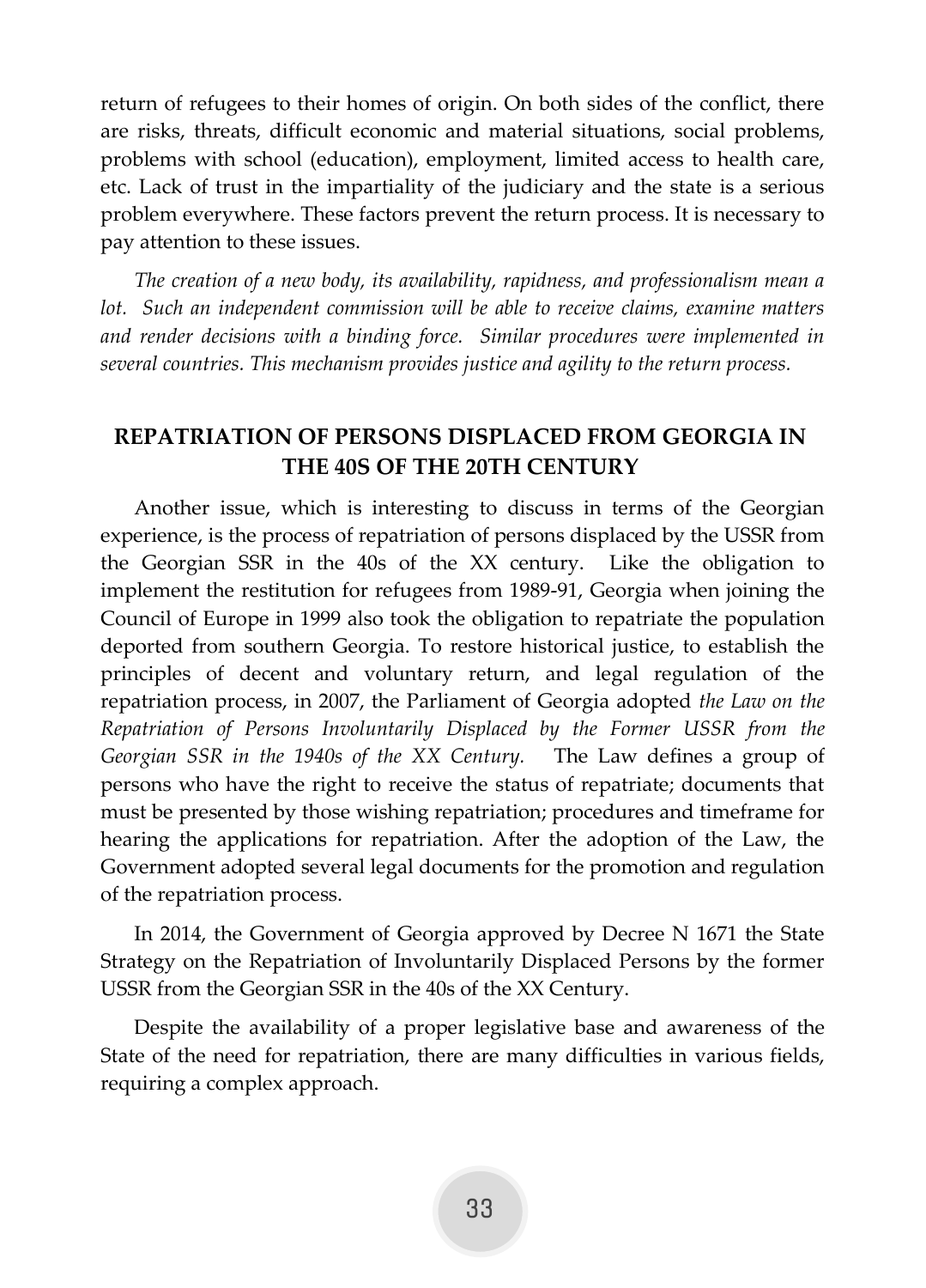return of refugees to their homes of origin. On both sides of the conflict, there are risks, threats, difficult economic and material situations, social problems, problems with school (education), employment, limited access to health care, etc. Lack of trust in the impartiality of the judiciary and the state is a serious problem everywhere. These factors prevent the return process. It is necessary to pay attention to these issues.

*The creation of a new body, its availability, rapidness, and professionalism mean a lot. Such an independent commission will be able to receive claims, examine matters and render decisions with a binding force. Similar procedures were implemented in several countries. This mechanism provides justice and agility to the return process.*

## REPATRIATION OF PERSONS DISPLACED FROM GEORGIA IN THE 40S OF THE 20TH CENTURY

Another issue, which is interesting to discuss in terms of the Georgian experience, is the process of repatriation of persons displaced by the USSR from the Georgian SSR in the 40s of the XX century. Like the obligation to implement the restitution for refugees from 1989-91, Georgia when joining the Council of Europe in 1999 also took the obligation to repatriate the population deported from southern Georgia. To restore historical justice, to establish the principles of decent and voluntary return, and legal regulation of the repatriation process, in 2007, the Parliament of Georgia adopted *the Law on the Repatriation of Persons Involuntarily Displaced by the Former USSR from the Georgian SSR in the 1940s of the XX Century.* The Law defines a group of persons who have the right to receive the status of repatriate; documents that must be presented by those wishing repatriation; procedures and timeframe for hearing the applications for repatriation. After the adoption of the Law, the Government adopted several legal documents for the promotion and regulation of the repatriation process.

In 2014, the Government of Georgia approved by Decree N 1671 the State Strategy on the Repatriation of Involuntarily Displaced Persons by the former USSR from the Georgian SSR in the 40s of the XX Century.

Despite the availability of a proper legislative base and awareness of the State of the need for repatriation, there are many difficulties in various fields, requiring a complex approach.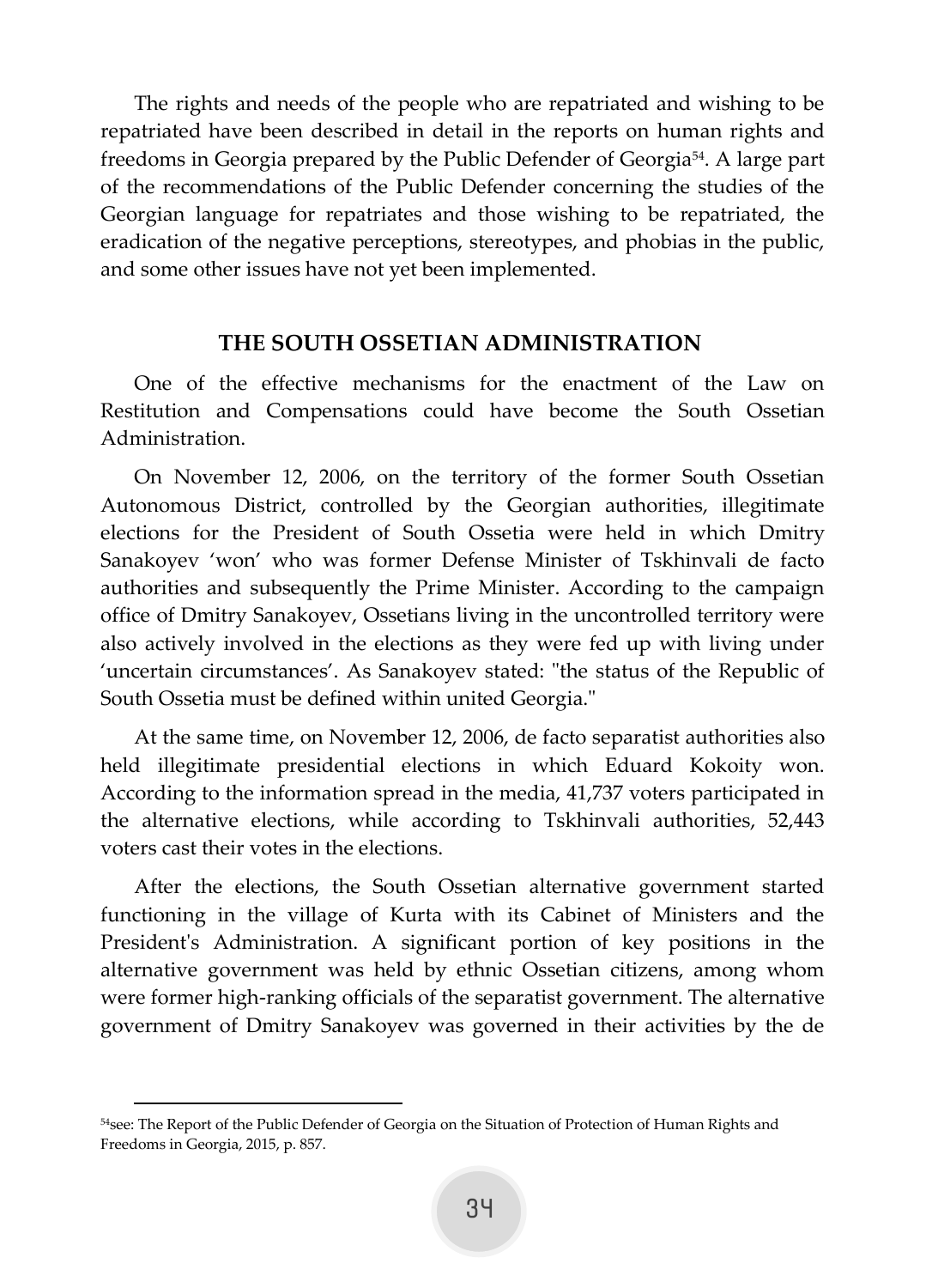The rights and needs of the people who are repatriated and wishing to be repatriated have been described in detail in the reports on human rights and freedoms in Georgia prepared by the Public Defender of Georgia[54]. A large part of the recommendations of the Public Defender concerning the studies of the Georgian language for repatriates and those wishing to be repatriated, the eradication of the negative perceptions, stereotypes, and phobias in the public, and some other issues have not yet been implemented.

## THE SOUTH OSSETIAN ADMINISTRATION

One of the effective mechanisms for the enactment of the Law on Restitution and Compensations could have become the South Ossetian Administration.

On November 12, 2006, on the territory of the former South Ossetian Autonomous District, controlled by the Georgian authorities, illegitimate elections for the President of South Ossetia were held in which Dmitry Sanakoyev 'won' who was former Defense Minister of Tskhinvali de facto authorities and subsequently the Prime Minister. According to the campaign office of Dmitry Sanakoyev, Ossetians living in the uncontrolled territory were also actively involved in the elections as they were fed up with living under 'uncertain circumstances'. As Sanakoyev stated: "the status of the Republic of South Ossetia must be defined within united Georgia."

At the same time, on November 12, 2006, de facto separatist authorities also held illegitimate presidential elections in which Eduard Kokoity won. According to the information spread in the media, 41,737 voters participated in the alternative elections, while according to Tskhinvali authorities, 52,443 voters cast their votes in the elections.

After the elections, the South Ossetian alternative government started functioning in the village of Kurta with its Cabinet of Ministers and the President's Administration. A significant portion of key positions in the alternative government was held by ethnic Ossetian citizens, among whom were former high-ranking officials of the separatist government. The alternative government of Dmitry Sanakoyev was governed in their activities by the de

---

[54] see: The Report of the Public Defender of Georgia on the Situation of Protection of Human Rights and Freedoms in Georgia, 2015, p. 857.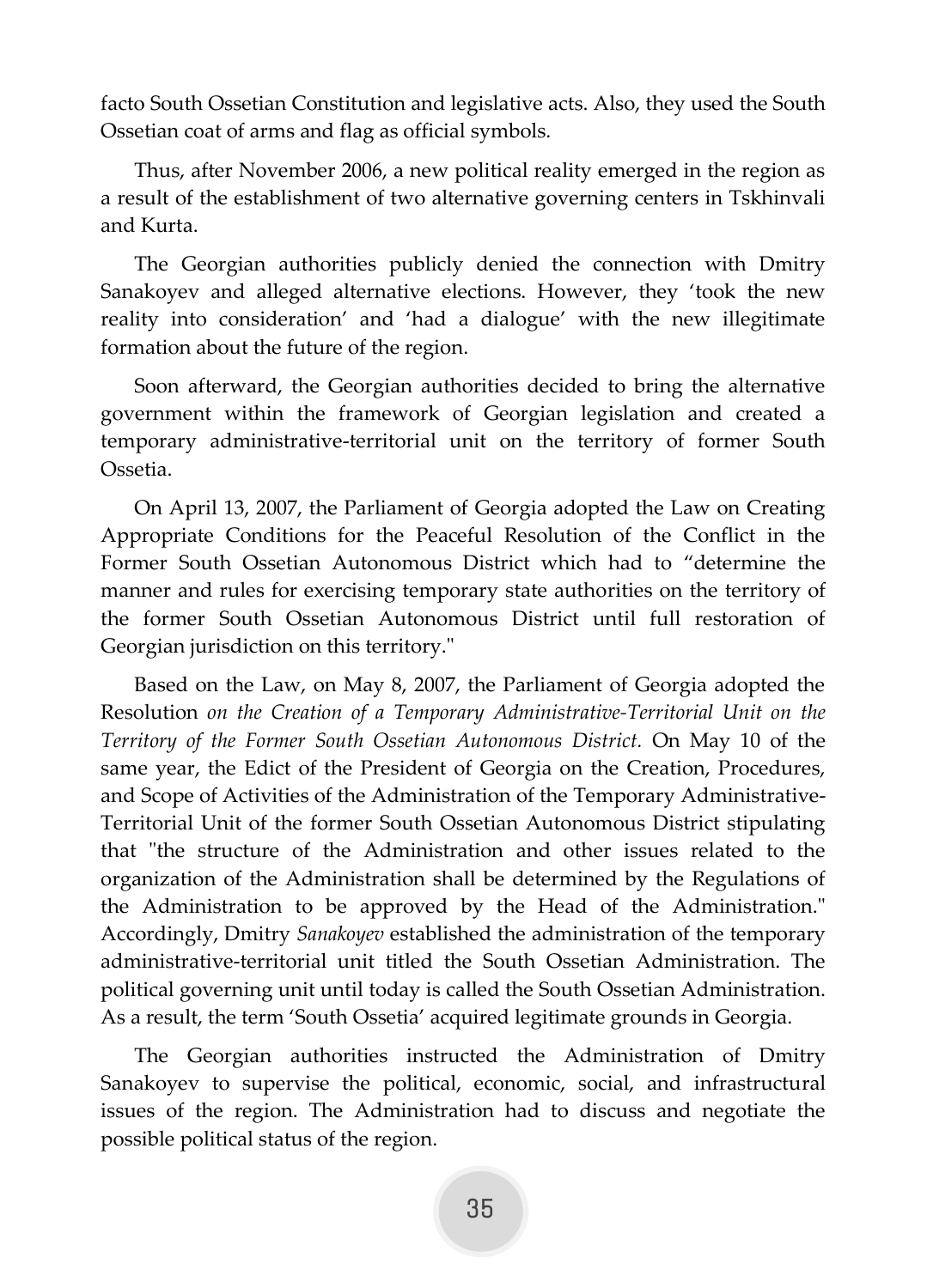facto South Ossetian Constitution and legislative acts. Also, they used the South Ossetian coat of arms and flag as official symbols.

Thus, after November 2006, a new political reality emerged in the region as a result of the establishment of two alternative governing centers in Tskhinvali and Kurta.

The Georgian authorities publicly denied the connection with Dmitry Sanakoyev and alleged alternative elections. However, they 'took the new reality into consideration' and 'had a dialogue' with the new illegitimate formation about the future of the region.

Soon afterward, the Georgian authorities decided to bring the alternative government within the framework of Georgian legislation and created a temporary administrative-territorial unit on the territory of former South Ossetia.

On April 13, 2007, the Parliament of Georgia adopted the Law on Creating Appropriate Conditions for the Peaceful Resolution of the Conflict in the Former South Ossetian Autonomous District which had to "determine the manner and rules for exercising temporary state authorities on the territory of the former South Ossetian Autonomous District until full restoration of Georgian jurisdiction on this territory."

Based on the Law, on May 8, 2007, the Parliament of Georgia adopted the Resolution *on the Creation of a Temporary Administrative-Territorial Unit on the Territory of the Former South Ossetian Autonomous District*. On May 10 of the same year, the Edict of the President of Georgia on the Creation, Procedures, and Scope of Activities of the Administration of the Temporary Administrative-Territorial Unit of the former South Ossetian Autonomous District stipulating that "the structure of the Administration and other issues related to the organization of the Administration shall be determined by the Regulations of the Administration to be approved by the Head of the Administration." Accordingly, Dmitry *Sanakoyev* established the administration of the temporary administrative-territorial unit titled the South Ossetian Administration. The political governing unit until today is called the South Ossetian Administration. As a result, the term 'South Ossetia' acquired legitimate grounds in Georgia.

The Georgian authorities instructed the Administration of Dmitry Sanakoyev to supervise the political, economic, social, and infrastructural issues of the region. The Administration had to discuss and negotiate the possible political status of the region.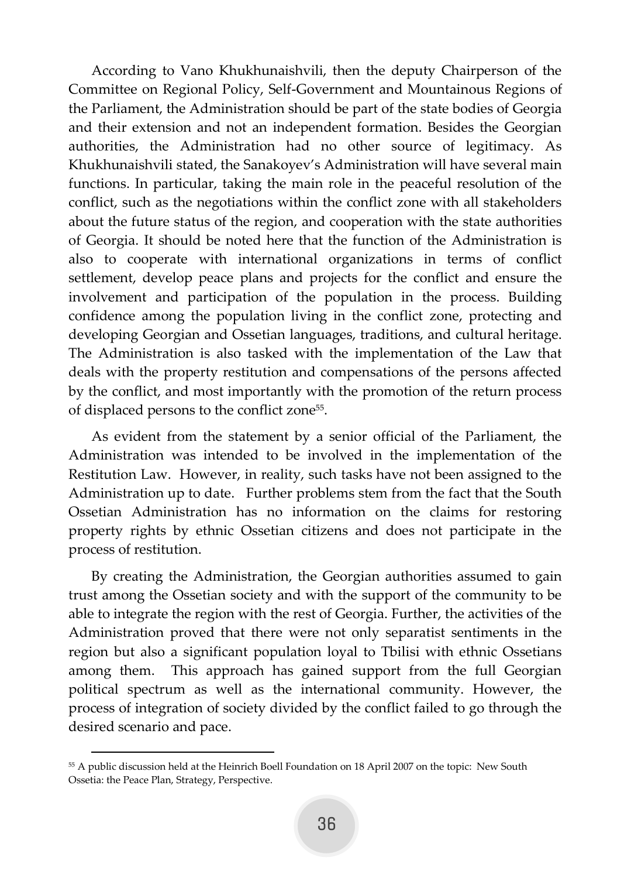According to Vano Khukhunaishvili, then the deputy Chairperson of the Committee on Regional Policy, Self-Government and Mountainous Regions of the Parliament, the Administration should be part of the state bodies of Georgia and their extension and not an independent formation. Besides the Georgian authorities, the Administration had no other source of legitimacy. As Khukhunaishvili stated, the Sanakoyev's Administration will have several main functions. In particular, taking the main role in the peaceful resolution of the conflict, such as the negotiations within the conflict zone with all stakeholders about the future status of the region, and cooperation with the state authorities of Georgia. It should be noted here that the function of the Administration is also to cooperate with international organizations in terms of conflict settlement, develop peace plans and projects for the conflict and ensure the involvement and participation of the population in the process. Building confidence among the population living in the conflict zone, protecting and developing Georgian and Ossetian languages, traditions, and cultural heritage. The Administration is also tasked with the implementation of the Law that deals with the property restitution and compensations of the persons affected by the conflict, and most importantly with the promotion of the return process of displaced persons to the conflict zone[55].

As evident from the statement by a senior official of the Parliament, the Administration was intended to be involved in the implementation of the Restitution Law. However, in reality, such tasks have not been assigned to the Administration up to date. Further problems stem from the fact that the South Ossetian Administration has no information on the claims for restoring property rights by ethnic Ossetian citizens and does not participate in the process of restitution.

By creating the Administration, the Georgian authorities assumed to gain trust among the Ossetian society and with the support of the community to be able to integrate the region with the rest of Georgia. Further, the activities of the Administration proved that there were not only separatist sentiments in the region but also a significant population loyal to Tbilisi with ethnic Ossetians among them. This approach has gained support from the full Georgian political spectrum as well as the international community. However, the process of integration of society divided by the conflict failed to go through the desired scenario and pace.

---

[55] A public discussion held at the Heinrich Boell Foundation on 18 April 2007 on the topic: New South Ossetia: the Peace Plan, Strategy, Perspective.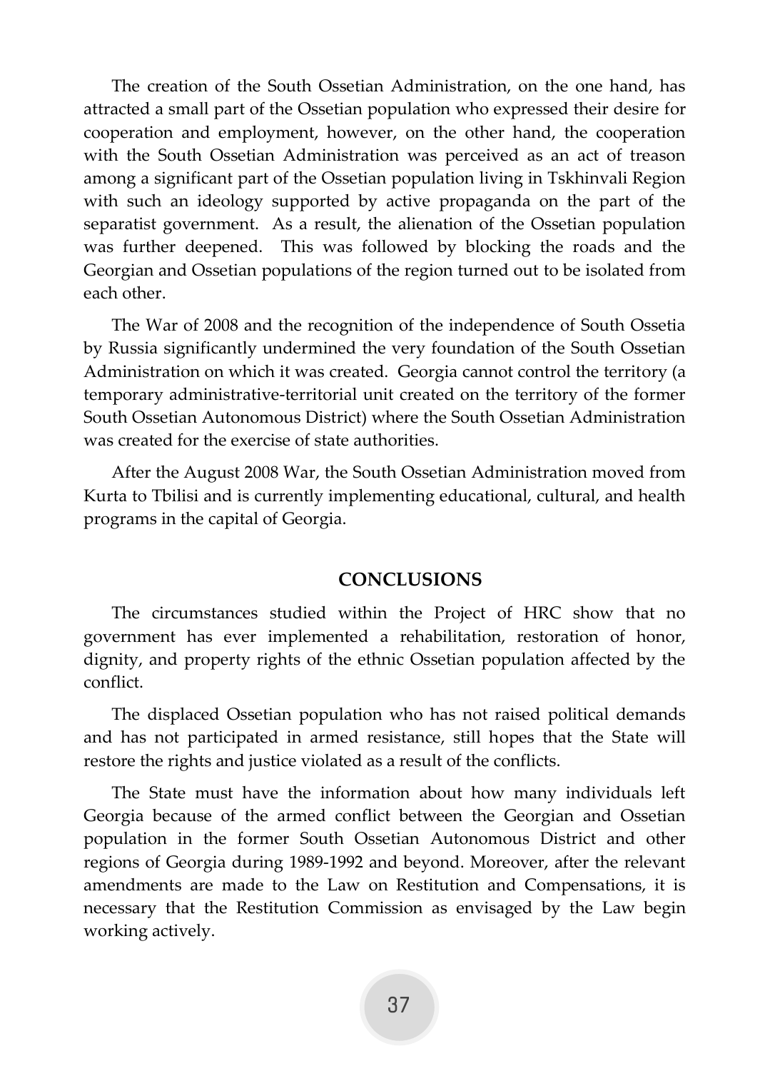The creation of the South Ossetian Administration, on the one hand, has attracted a small part of the Ossetian population who expressed their desire for cooperation and employment, however, on the other hand, the cooperation with the South Ossetian Administration was perceived as an act of treason among a significant part of the Ossetian population living in Tskhinvali Region with such an ideology supported by active propaganda on the part of the separatist government. As a result, the alienation of the Ossetian population was further deepened. This was followed by blocking the roads and the Georgian and Ossetian populations of the region turned out to be isolated from each other.

The War of 2008 and the recognition of the independence of South Ossetia by Russia significantly undermined the very foundation of the South Ossetian Administration on which it was created. Georgia cannot control the territory (a temporary administrative-territorial unit created on the territory of the former South Ossetian Autonomous District) where the South Ossetian Administration was created for the exercise of state authorities.

After the August 2008 War, the South Ossetian Administration moved from Kurta to Tbilisi and is currently implementing educational, cultural, and health programs in the capital of Georgia.

## CONCLUSIONS

The circumstances studied within the Project of HRC show that no government has ever implemented a rehabilitation, restoration of honor, dignity, and property rights of the ethnic Ossetian population affected by the conflict.

The displaced Ossetian population who has not raised political demands and has not participated in armed resistance, still hopes that the State will restore the rights and justice violated as a result of the conflicts.

The State must have the information about how many individuals left Georgia because of the armed conflict between the Georgian and Ossetian population in the former South Ossetian Autonomous District and other regions of Georgia during 1989-1992 and beyond. Moreover, after the relevant amendments are made to the Law on Restitution and Compensations, it is necessary that the Restitution Commission as envisaged by the Law begin working actively.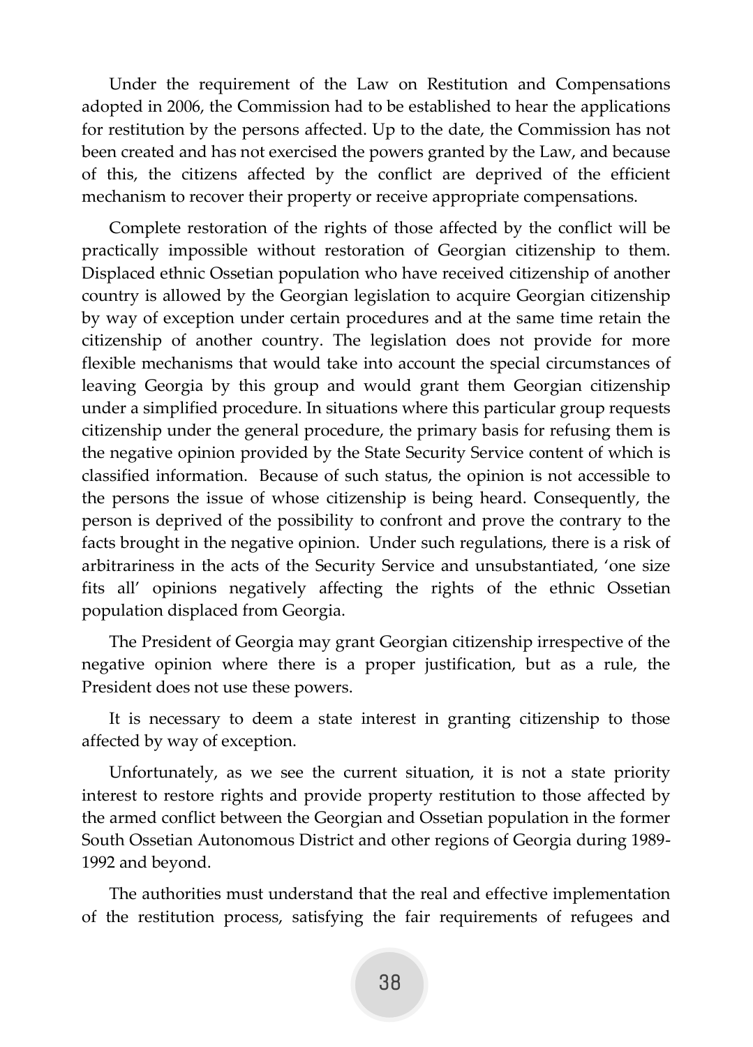Under the requirement of the Law on Restitution and Compensations adopted in 2006, the Commission had to be established to hear the applications for restitution by the persons affected. Up to the date, the Commission has not been created and has not exercised the powers granted by the Law, and because of this, the citizens affected by the conflict are deprived of the efficient mechanism to recover their property or receive appropriate compensations.

Complete restoration of the rights of those affected by the conflict will be practically impossible without restoration of Georgian citizenship to them. Displaced ethnic Ossetian population who have received citizenship of another country is allowed by the Georgian legislation to acquire Georgian citizenship by way of exception under certain procedures and at the same time retain the citizenship of another country. The legislation does not provide for more flexible mechanisms that would take into account the special circumstances of leaving Georgia by this group and would grant them Georgian citizenship under a simplified procedure. In situations where this particular group requests citizenship under the general procedure, the primary basis for refusing them is the negative opinion provided by the State Security Service content of which is classified information. Because of such status, the opinion is not accessible to the persons the issue of whose citizenship is being heard. Consequently, the person is deprived of the possibility to confront and prove the contrary to the facts brought in the negative opinion. Under such regulations, there is a risk of arbitrariness in the acts of the Security Service and unsubstantiated, 'one size fits all' opinions negatively affecting the rights of the ethnic Ossetian population displaced from Georgia.

The President of Georgia may grant Georgian citizenship irrespective of the negative opinion where there is a proper justification, but as a rule, the President does not use these powers.

It is necessary to deem a state interest in granting citizenship to those affected by way of exception.

Unfortunately, as we see the current situation, it is not a state priority interest to restore rights and provide property restitution to those affected by the armed conflict between the Georgian and Ossetian population in the former South Ossetian Autonomous District and other regions of Georgia during 1989-1992 and beyond.

The authorities must understand that the real and effective implementation of the restitution process, satisfying the fair requirements of refugees and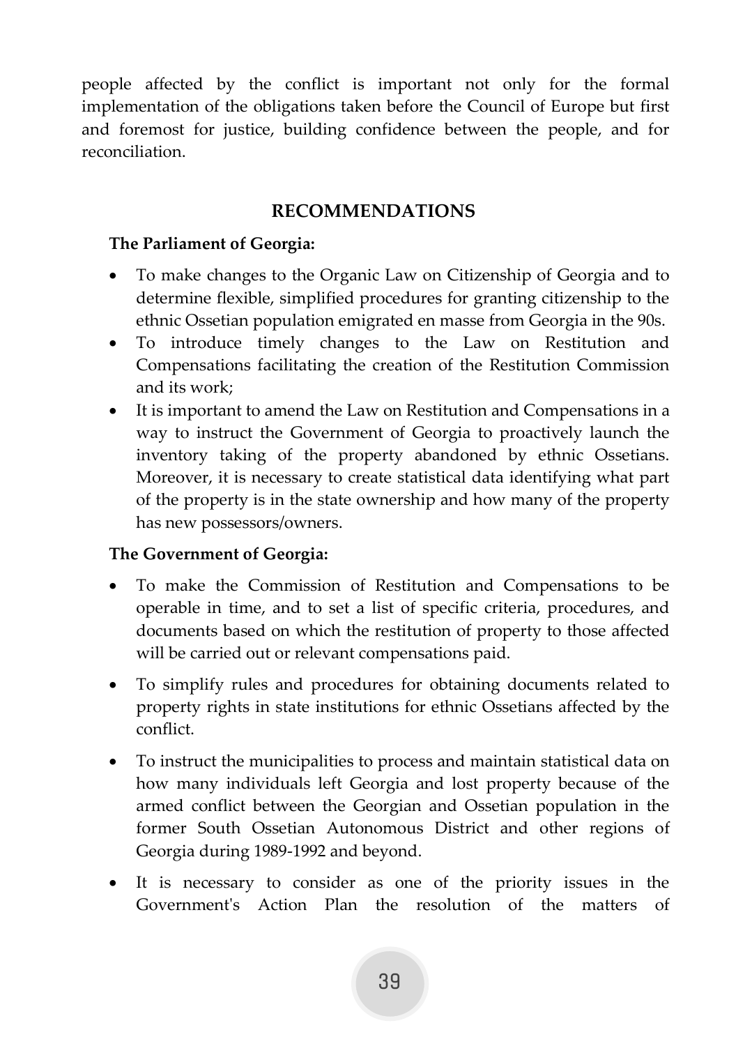people affected by the conflict is important not only for the formal implementation of the obligations taken before the Council of Europe but first and foremost for justice, building confidence between the people, and for reconciliation.

## RECOMMENDATIONS

**The Parliament of Georgia:**

- To make changes to the Organic Law on Citizenship of Georgia and to determine flexible, simplified procedures for granting citizenship to the ethnic Ossetian population emigrated en masse from Georgia in the 90s.
- To introduce timely changes to the Law on Restitution and Compensations facilitating the creation of the Restitution Commission and its work;
- It is important to amend the Law on Restitution and Compensations in a way to instruct the Government of Georgia to proactively launch the inventory taking of the property abandoned by ethnic Ossetians. Moreover, it is necessary to create statistical data identifying what part of the property is in the state ownership and how many of the property has new possessors/owners.

**The Government of Georgia:**

- To make the Commission of Restitution and Compensations to be operable in time, and to set a list of specific criteria, procedures, and documents based on which the restitution of property to those affected will be carried out or relevant compensations paid.
- To simplify rules and procedures for obtaining documents related to property rights in state institutions for ethnic Ossetians affected by the conflict.
- To instruct the municipalities to process and maintain statistical data on how many individuals left Georgia and lost property because of the armed conflict between the Georgian and Ossetian population in the former South Ossetian Autonomous District and other regions of Georgia during 1989-1992 and beyond.
- It is necessary to consider as one of the priority issues in the Government's Action Plan the resolution of the matters of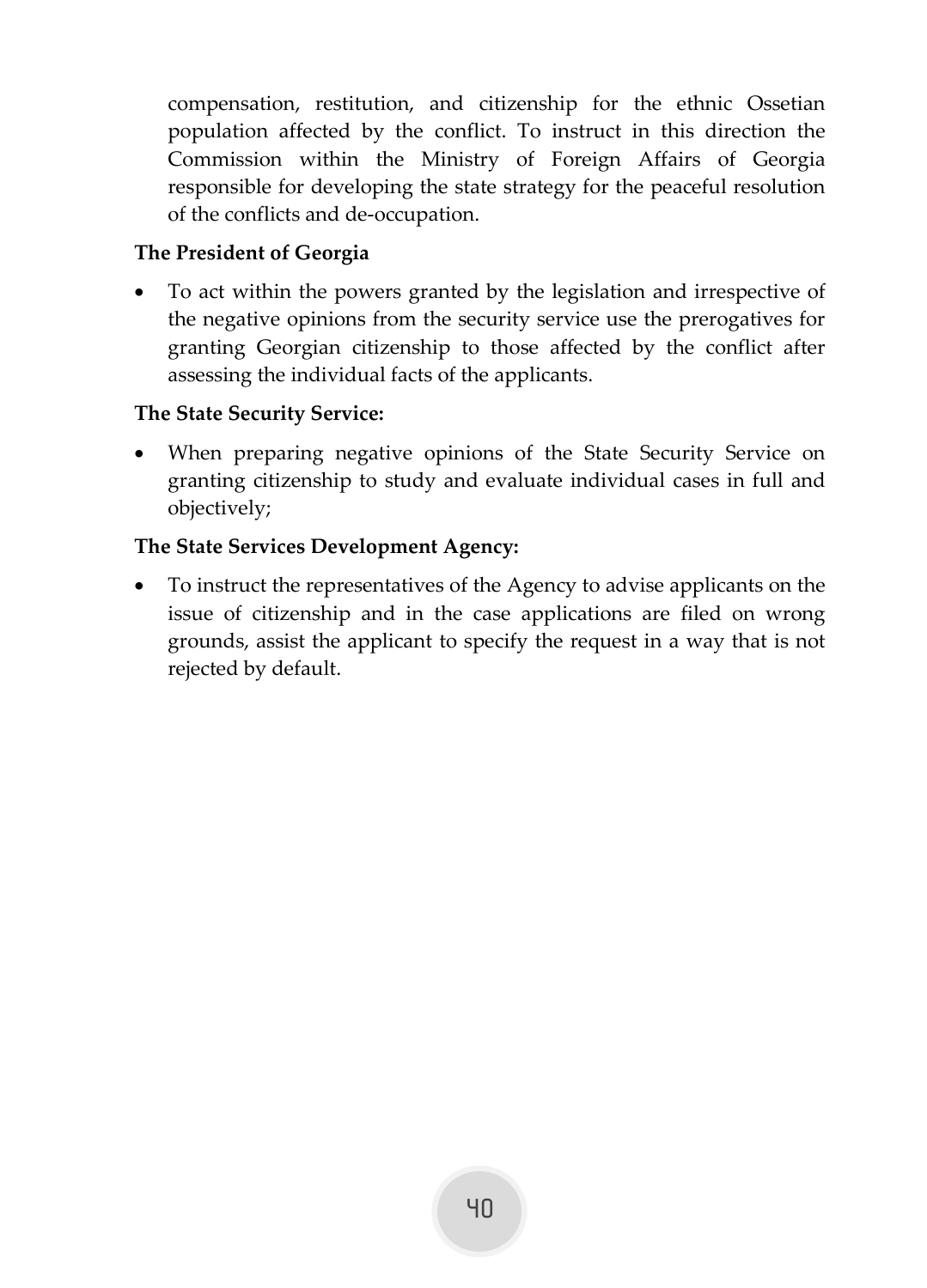compensation, restitution, and citizenship for the ethnic Ossetian population affected by the conflict. To instruct in this direction the Commission within the Ministry of Foreign Affairs of Georgia responsible for developing the state strategy for the peaceful resolution of the conflicts and de-occupation.

**The President of Georgia**

- To act within the powers granted by the legislation and irrespective of the negative opinions from the security service use the prerogatives for granting Georgian citizenship to those affected by the conflict after assessing the individual facts of the applicants.

**The State Security Service:**

- When preparing negative opinions of the State Security Service on granting citizenship to study and evaluate individual cases in full and objectively;

**The State Services Development Agency:**

- To instruct the representatives of the Agency to advise applicants on the issue of citizenship and in the case applications are filed on wrong grounds, assist the applicant to specify the request in a way that is not rejected by default.